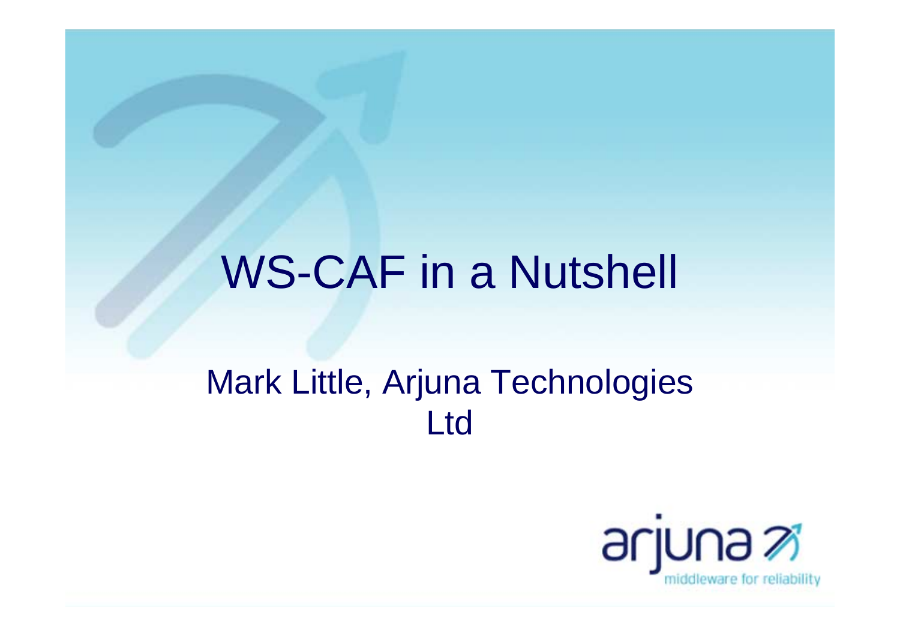# WS-CAF in a Nutshell

Mark Little, Arjuna Technologies Ltd

arjuna

middleware for reliability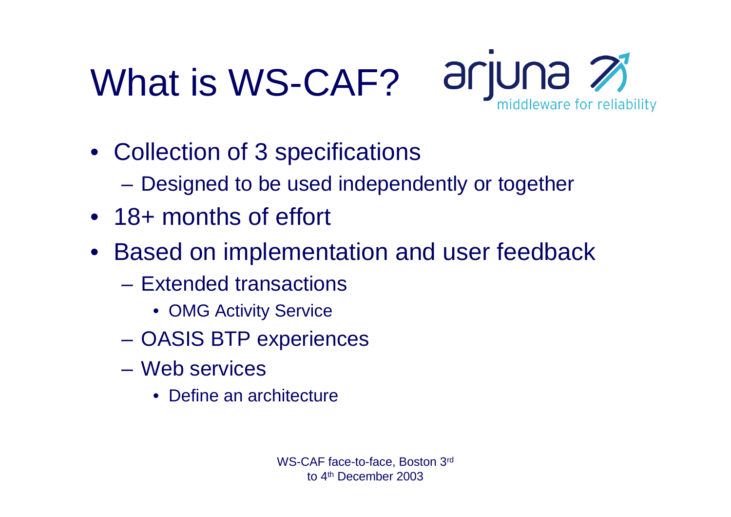# What is WS-CAF?

- Collection of 3 specifications
  - Designed to be used independently or together
- 18+ months of effort
- Based on implementation and user feedback
  - Extended transactions
    - OMG Activity Service
  - OASIS BTP experiences
  - Web services
    - Define an architecture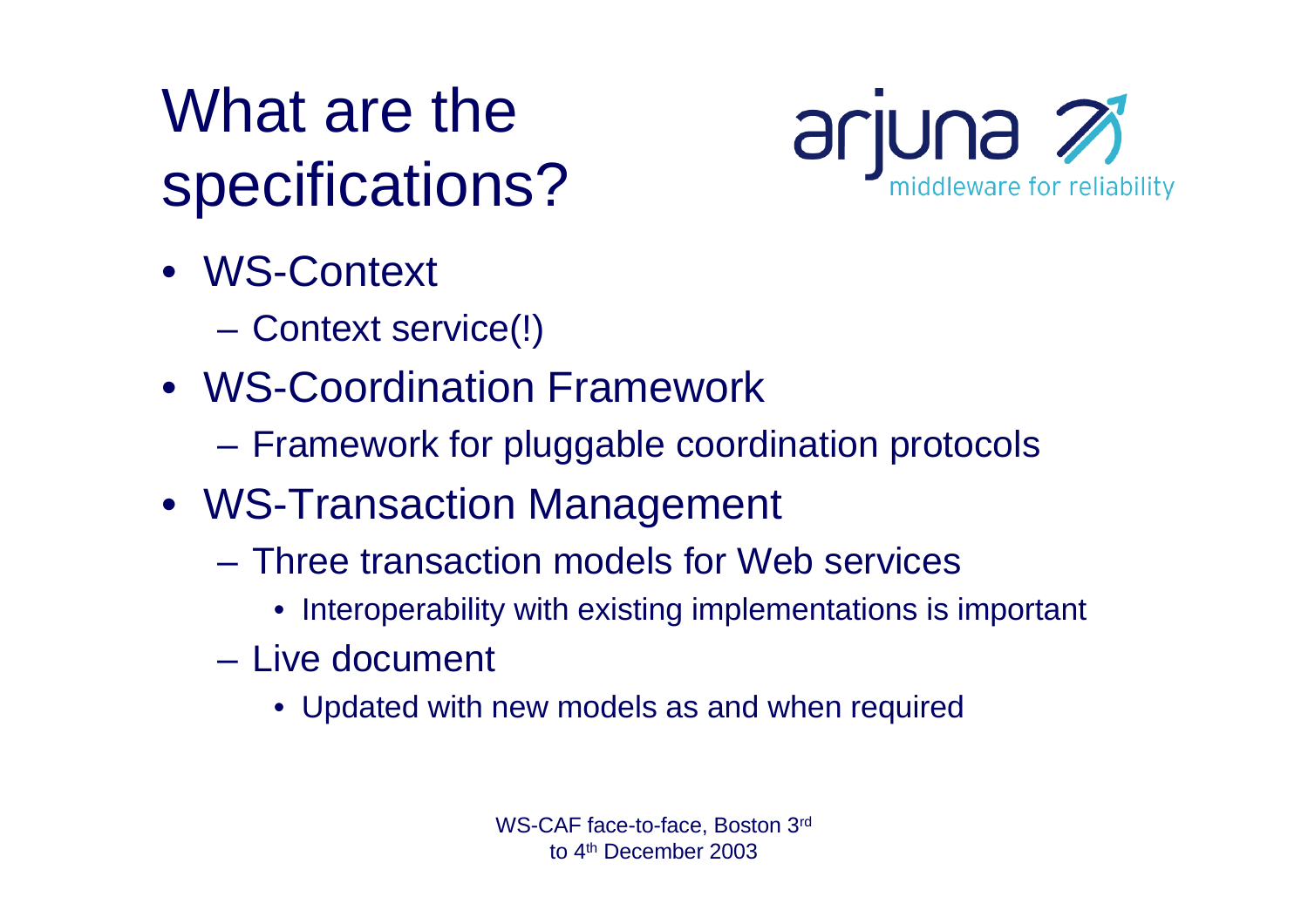# What are the specifications?

- WS-Context
  - Context service(!)
- WS-Coordination Framework
  - Framework for pluggable coordination protocols
- WS-Transaction Management
  - Three transaction models for Web services
    - Interoperability with existing implementations is important
  - Live document
    - Updated with new models as and when required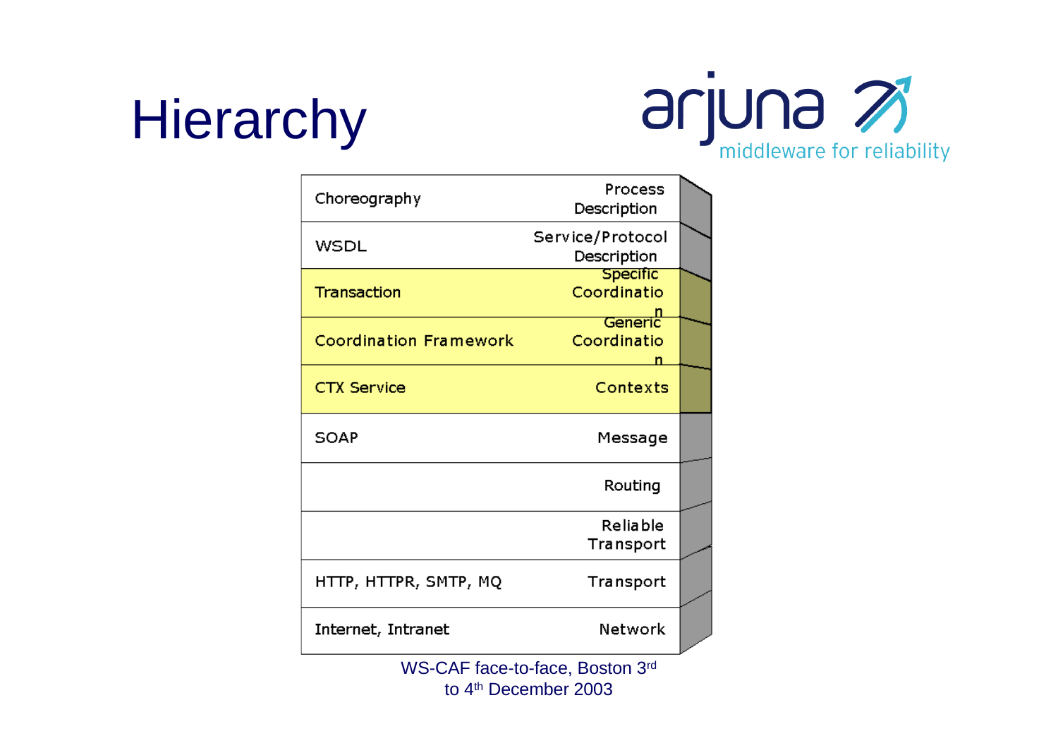# Hierarchy

| | |
|---|---|
| Choreography | Process Description |
| WSDL | Service/Protocol Description |
| Transaction | Specific Coordination |
| Coordination Framework | Generic Coordination |
| CTX Service | Contexts |
| SOAP | Message |
| | Routing |
| | Reliable Transport |
| HTTP, HTTPR, SMTP, MQ | Transport |
| Internet, Intranet | Network |

WS-CAF face-to-face, Boston 3rd to 4th December 2003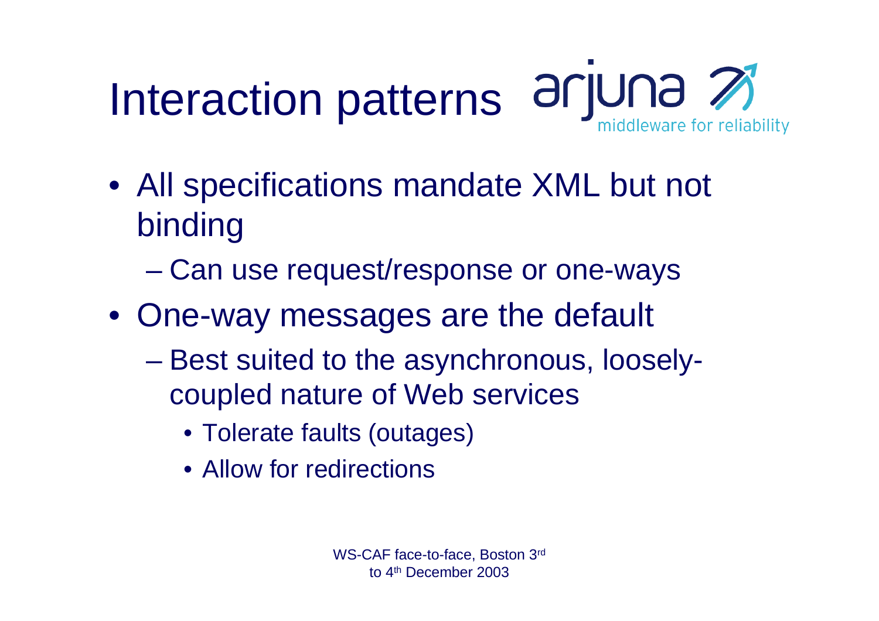# Interaction patterns

- All specifications mandate XML but not binding
  - Can use request/response or one-ways
- One-way messages are the default
  - Best suited to the asynchronous, loosely-coupled nature of Web services
    - Tolerate faults (outages)
    - Allow for redirections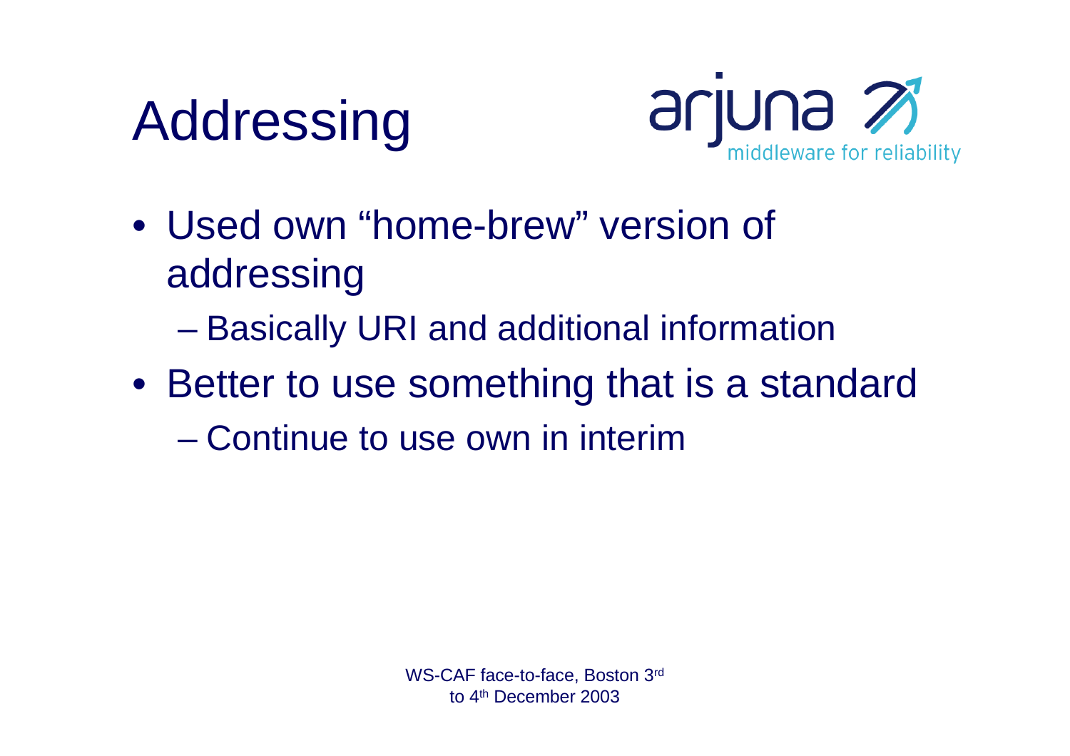# Addressing

- Used own "home-brew" version of addressing
  - Basically URI and additional information
- Better to use something that is a standard
  - Continue to use own in interim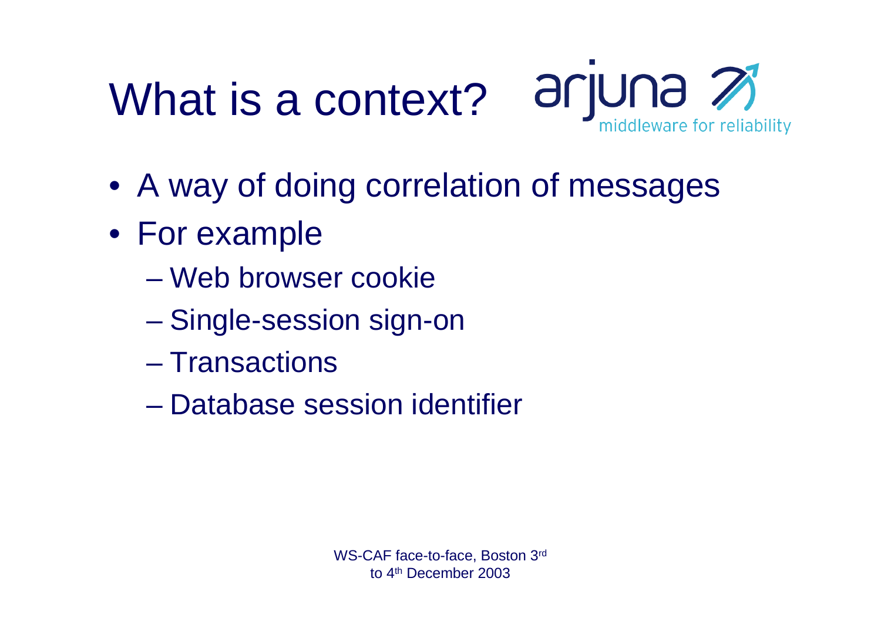# What is a context?

- A way of doing correlation of messages
- For example
  - Web browser cookie
  - Single-session sign-on
  - Transactions
  - Database session identifier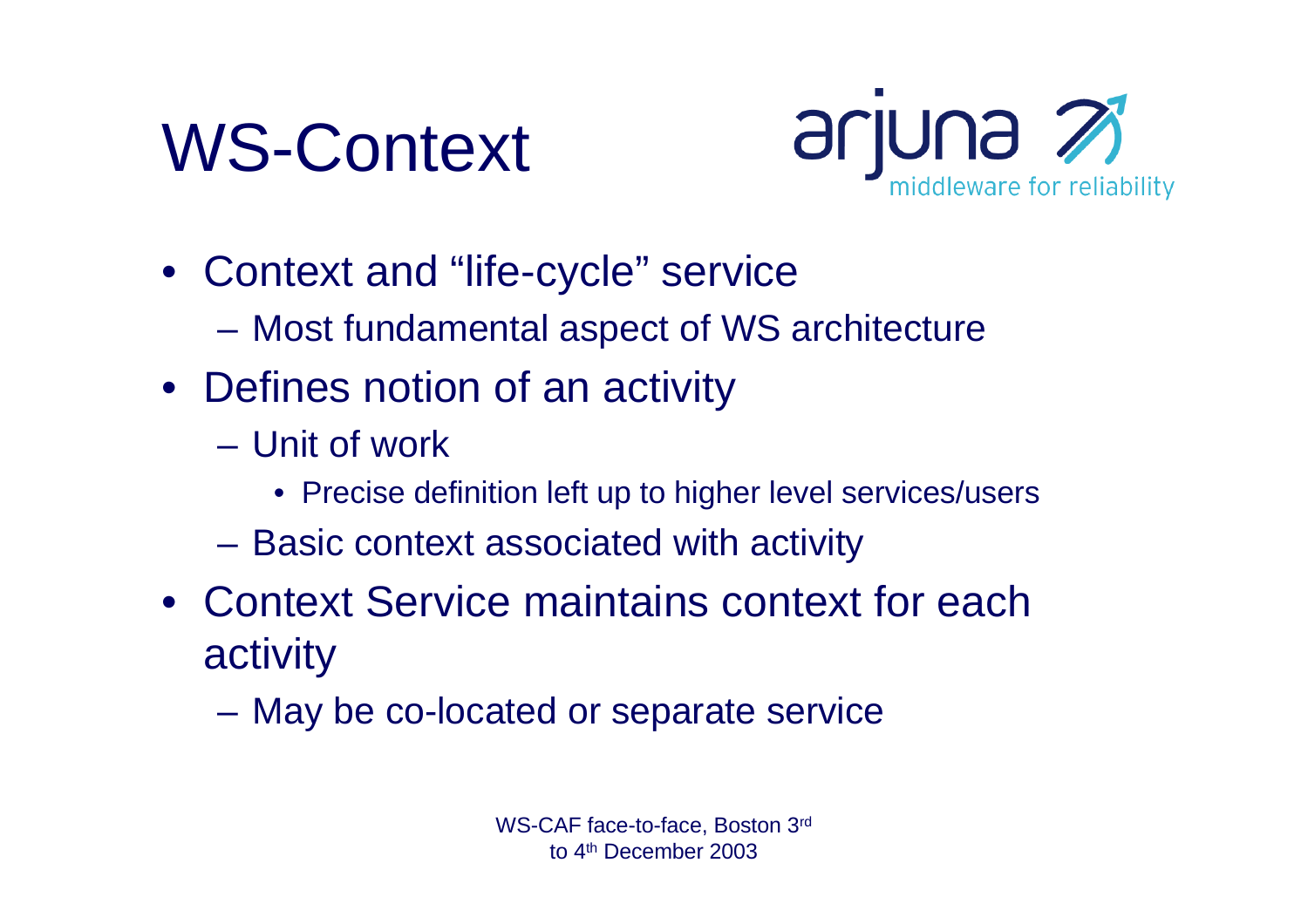# WS-Context

- Context and "life-cycle" service
  - Most fundamental aspect of WS architecture
- Defines notion of an activity
  - Unit of work
    - Precise definition left up to higher level services/users
  - Basic context associated with activity
- Context Service maintains context for each activity
  - May be co-located or separate service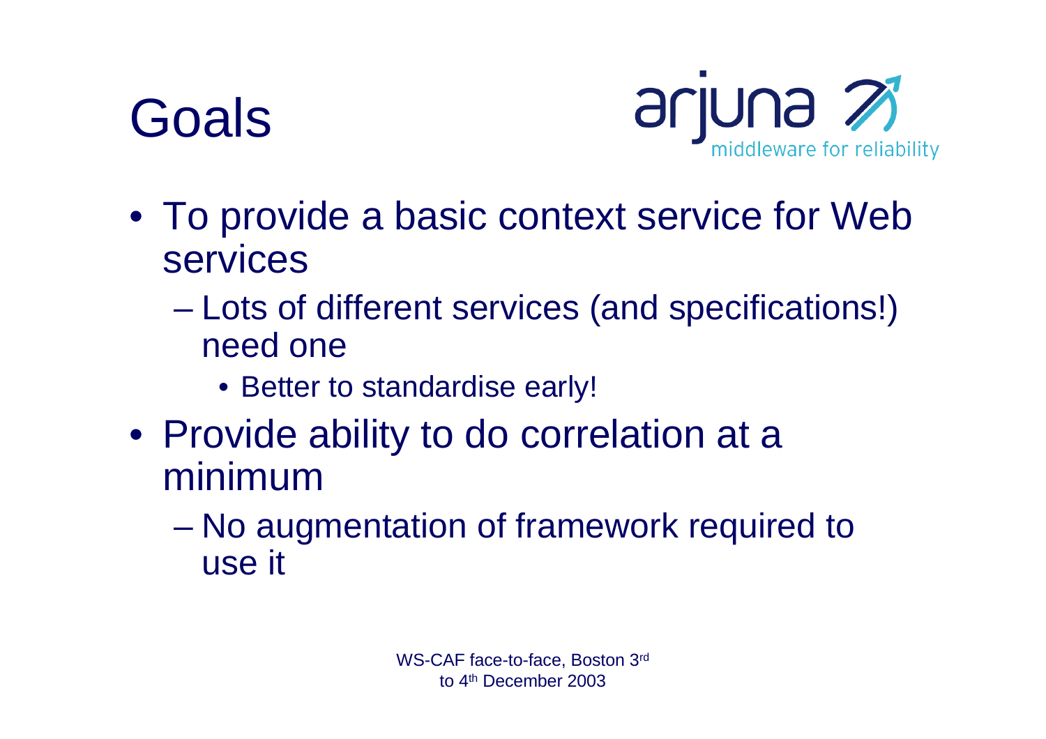# Goals

- To provide a basic context service for Web services
  - Lots of different services (and specifications!) need one
    - Better to standardise early!
- Provide ability to do correlation at a minimum
  - No augmentation of framework required to use it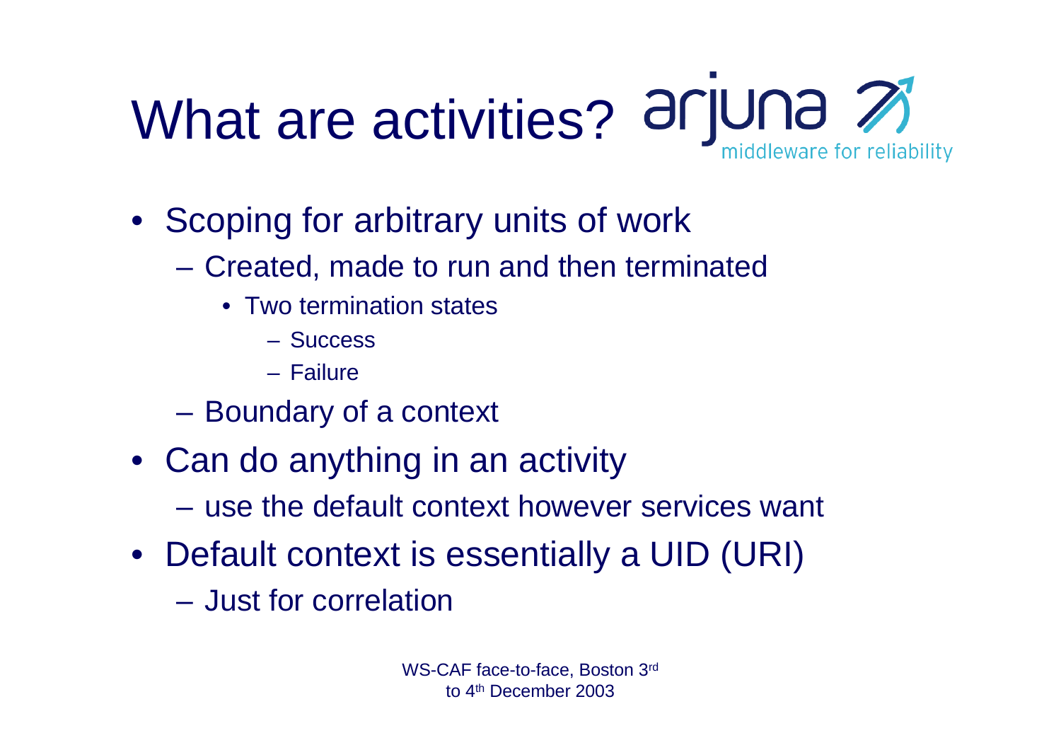# What are activities?

- Scoping for arbitrary units of work
  - Created, made to run and then terminated
    - Two termination states
      - Success
      - Failure
  - Boundary of a context
- Can do anything in an activity
  - use the default context however services want
- Default context is essentially a UID (URI)
  - Just for correlation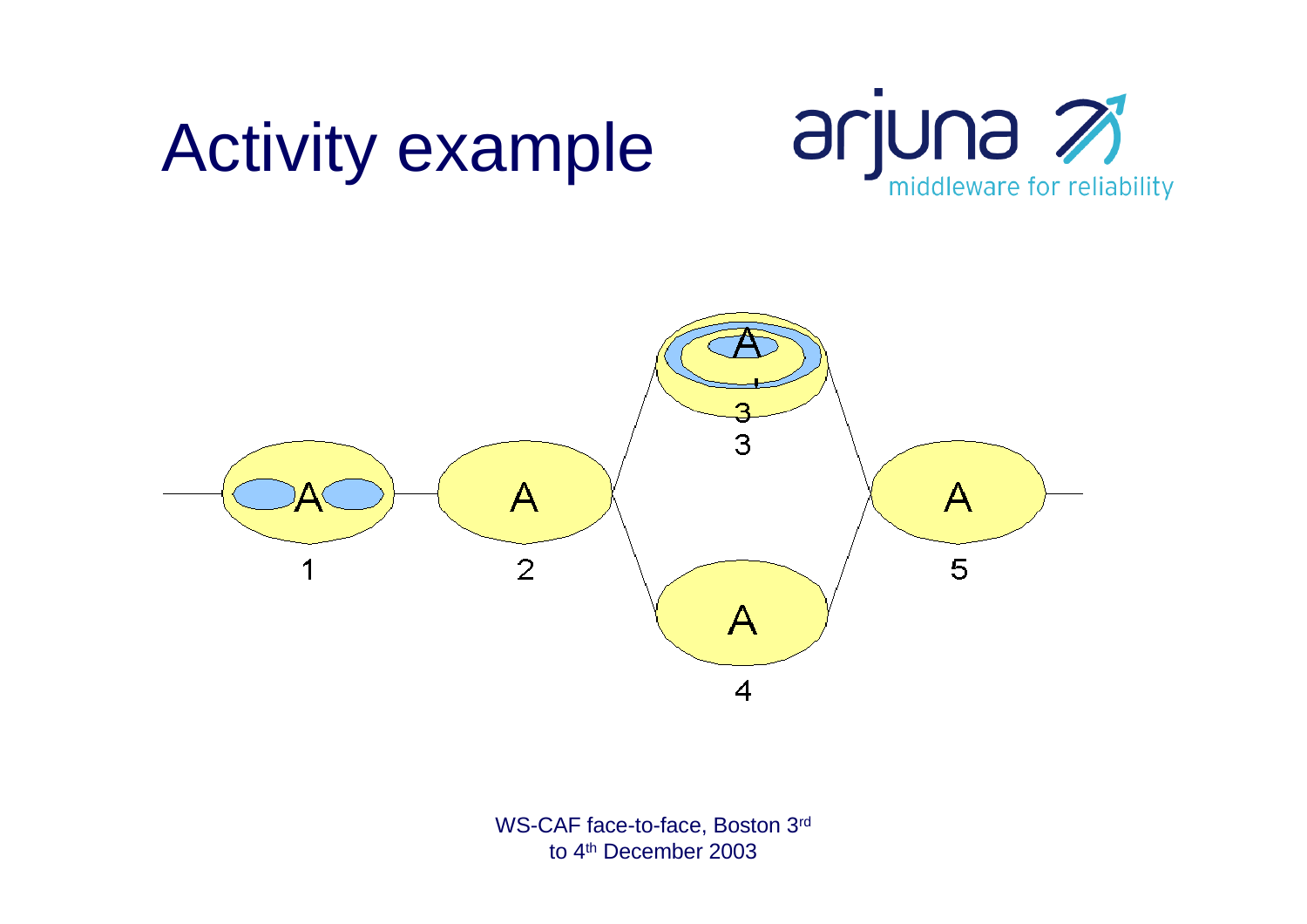# Activity example

A
1

A
2

A
3
3

A
4

A
5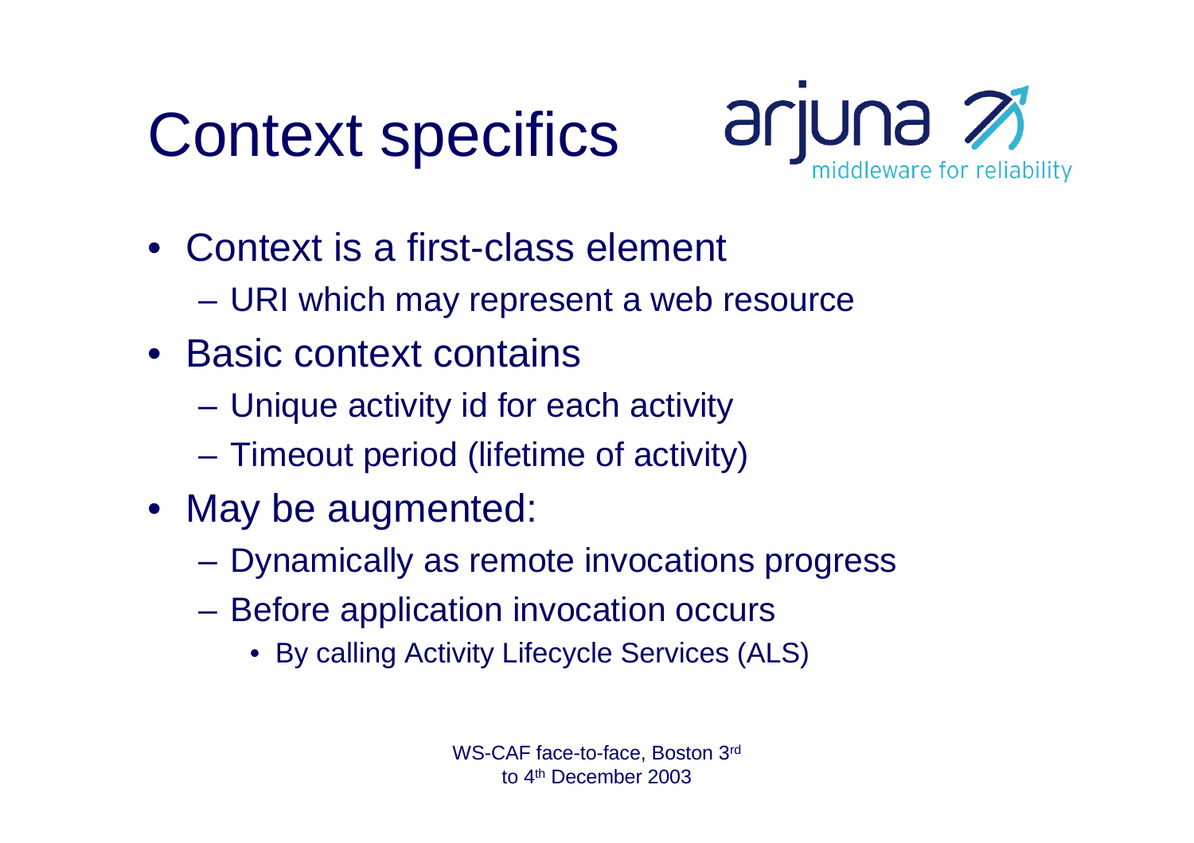# Context specifics

- Context is a first-class element
  - URI which may represent a web resource
- Basic context contains
  - Unique activity id for each activity
  - Timeout period (lifetime of activity)
- May be augmented:
  - Dynamically as remote invocations progress
  - Before application invocation occurs
    - By calling Activity Lifecycle Services (ALS)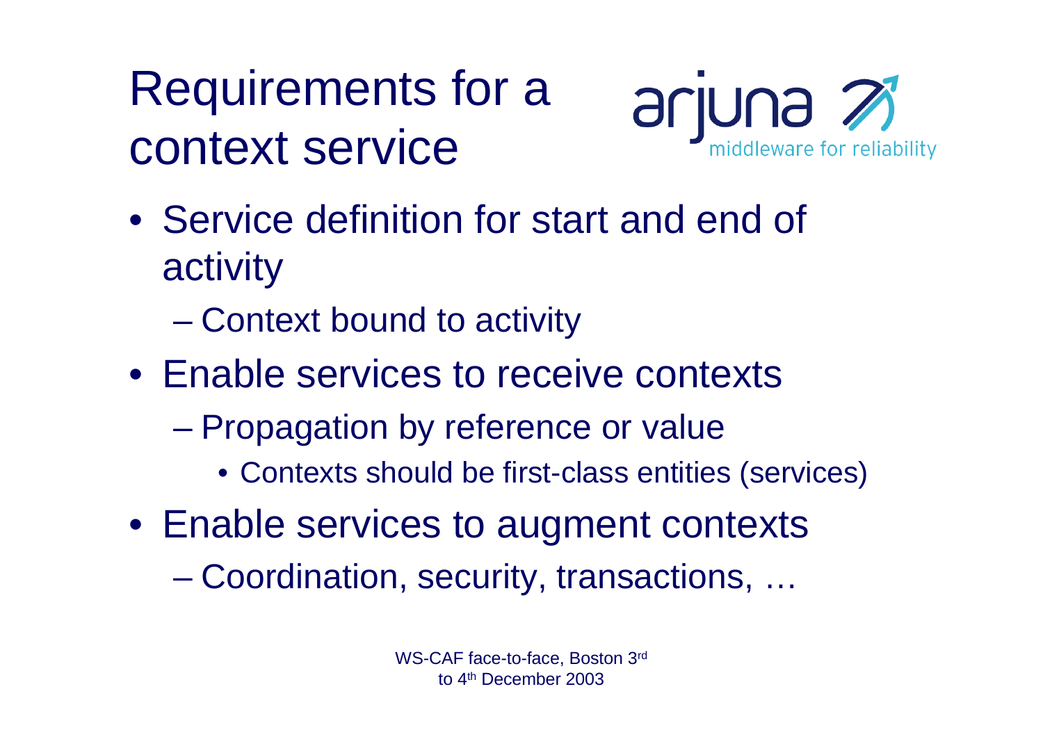# Requirements for a context service

- Service definition for start and end of activity
  - Context bound to activity
- Enable services to receive contexts
  - Propagation by reference or value
    - Contexts should be first-class entities (services)
- Enable services to augment contexts
  - Coordination, security, transactions, …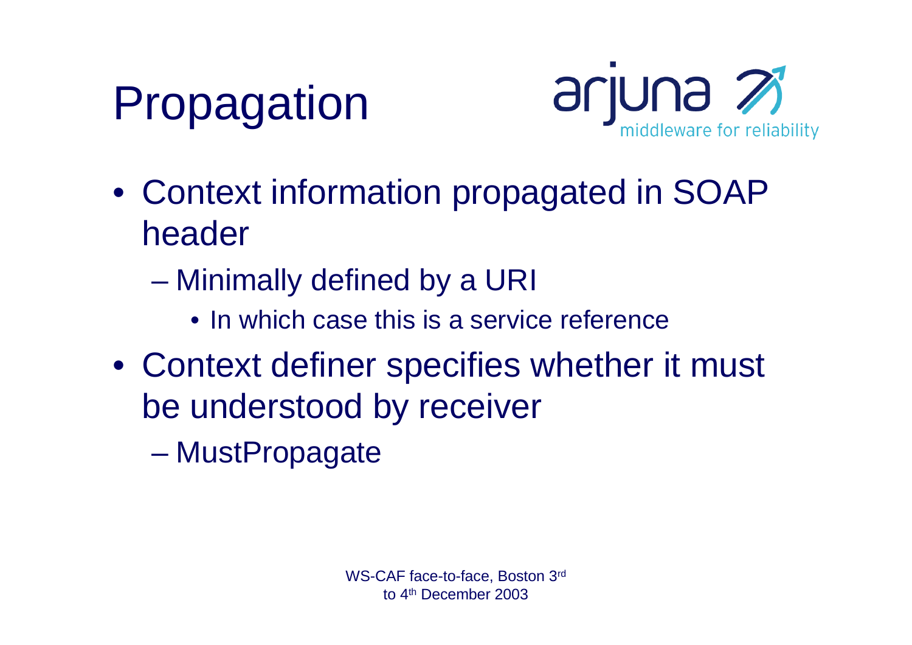# Propagation

- Context information propagated in SOAP header
  - Minimally defined by a URI
    - In which case this is a service reference
- Context definer specifies whether it must be understood by receiver
  - MustPropagate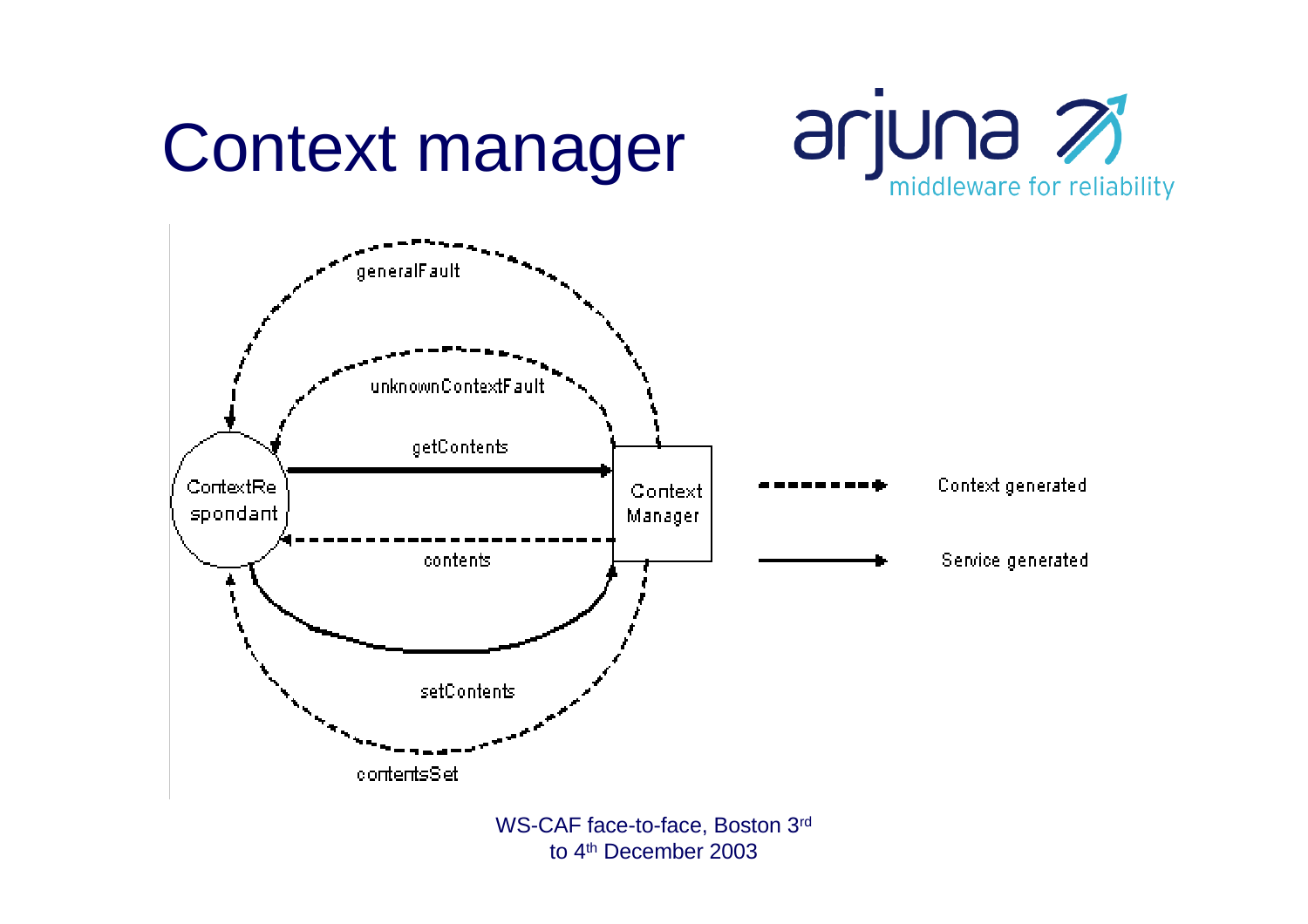# Context manager

arjuna middleware for reliability

generalFault

unknownContextFault

getContents

ContextRespondant

Context Manager

contents

setContents

contentsSet

Context generated

Service generated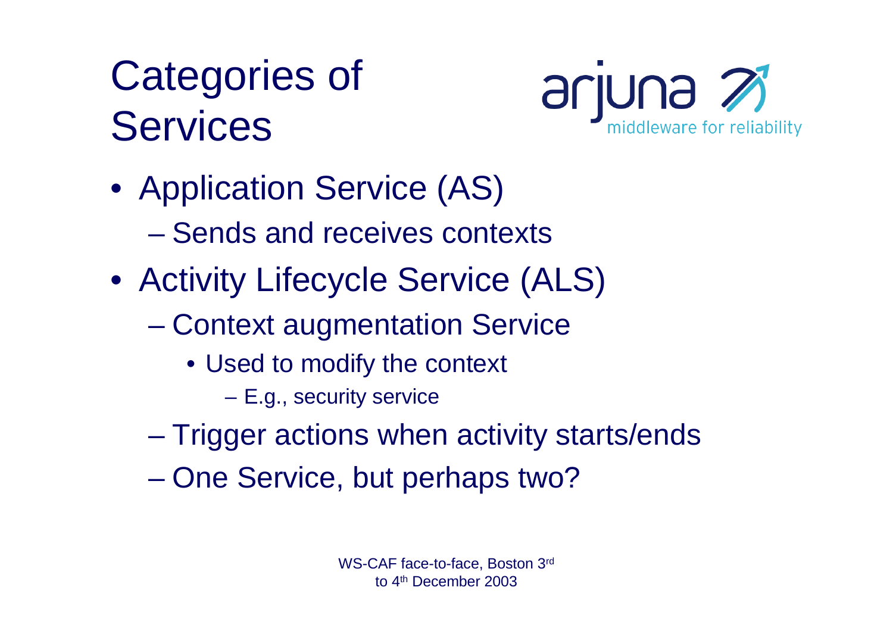# Categories of Services

- Application Service (AS)
  - Sends and receives contexts
- Activity Lifecycle Service (ALS)
  - Context augmentation Service
    - Used to modify the context
      - E.g., security service
  - Trigger actions when activity starts/ends
  - One Service, but perhaps two?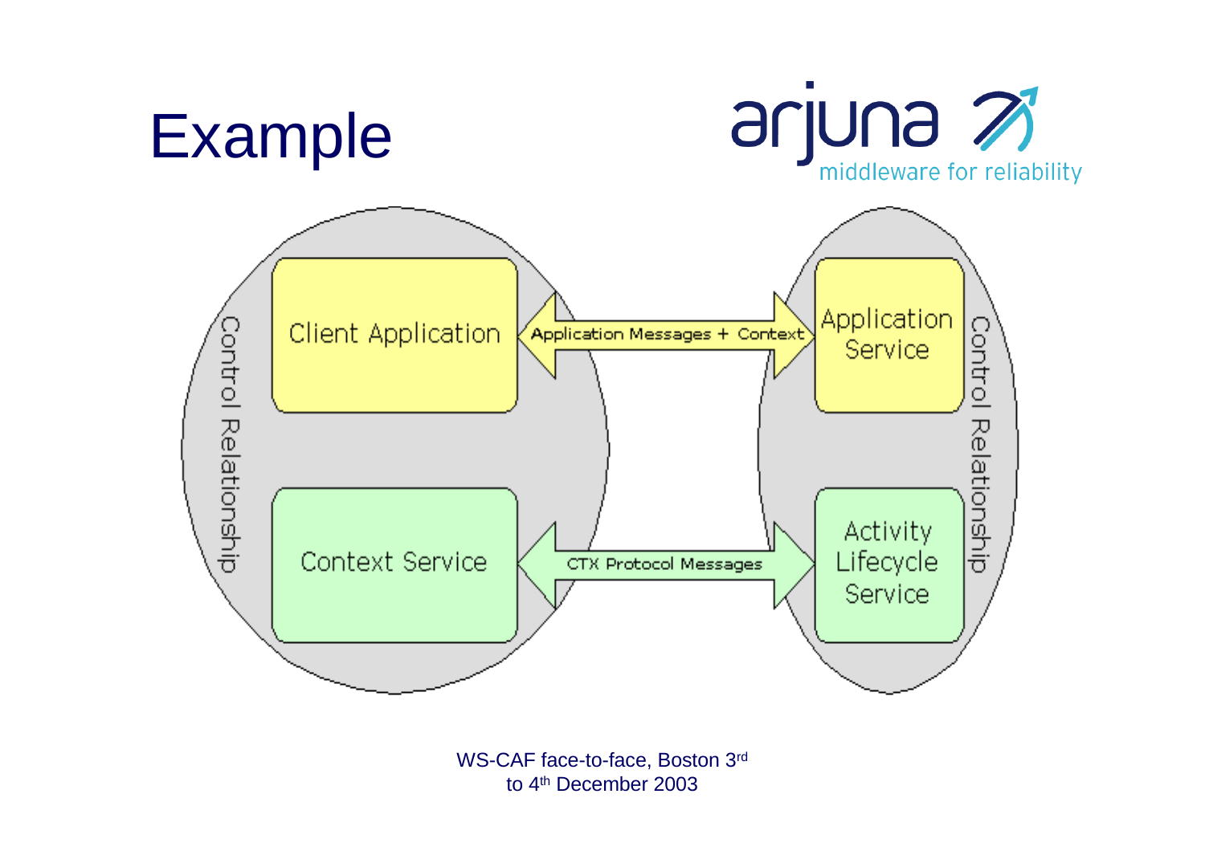# Example

arjuna middleware for reliability

Control Relationship

Client Application

Context Service

Application Messages + Context

CTX Protocol Messages

Application Service

Activity Lifecycle Service

Control Relationship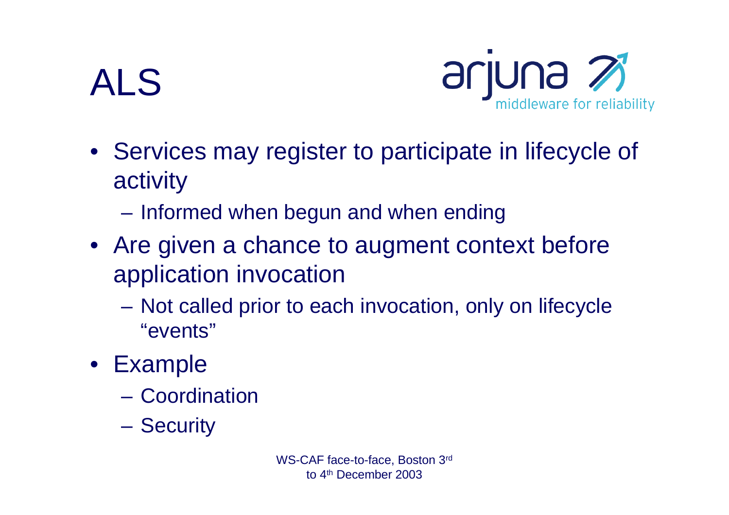# ALS

- Services may register to participate in lifecycle of activity
  - Informed when begun and when ending
- Are given a chance to augment context before application invocation
  - Not called prior to each invocation, only on lifecycle “events”
- Example
  - Coordination
  - Security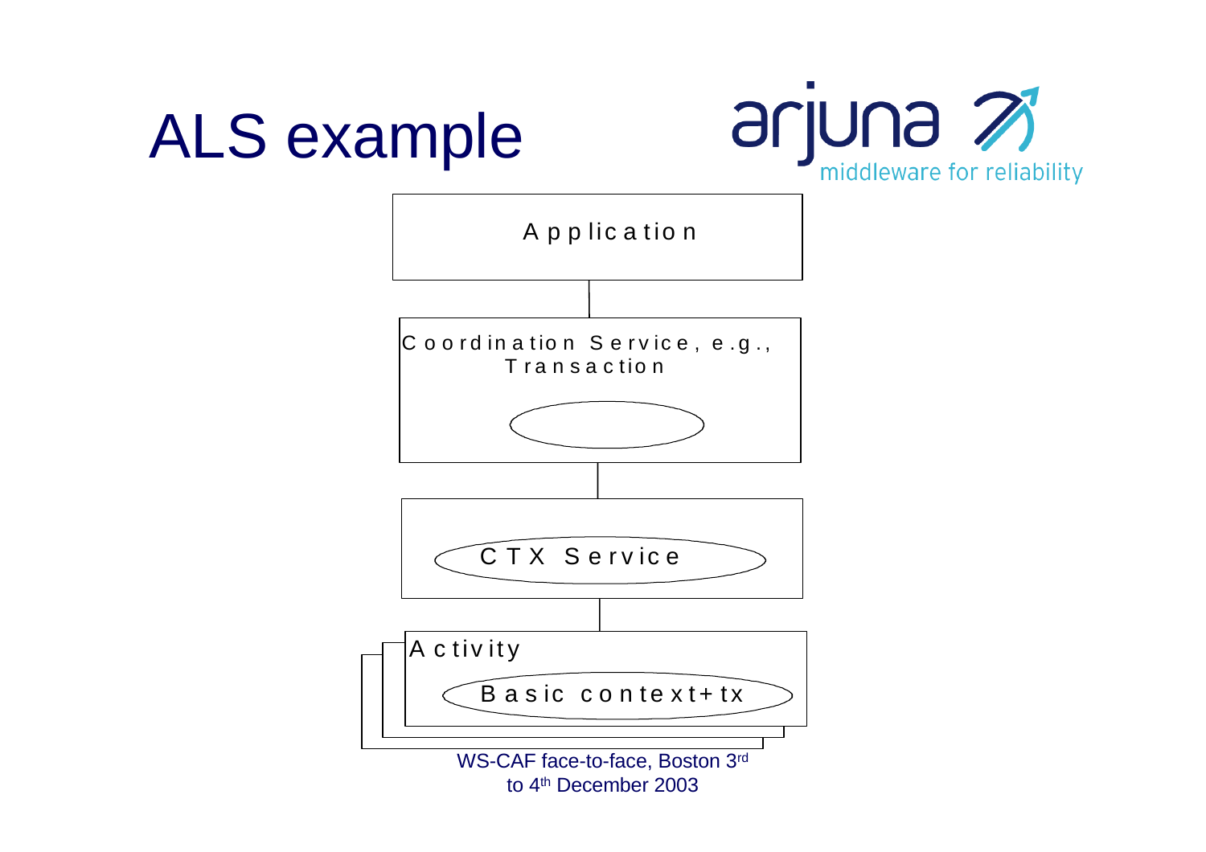# ALS example

Application

Coordination Service, e.g., Transaction

CTX Service

Activity

Basic context+tx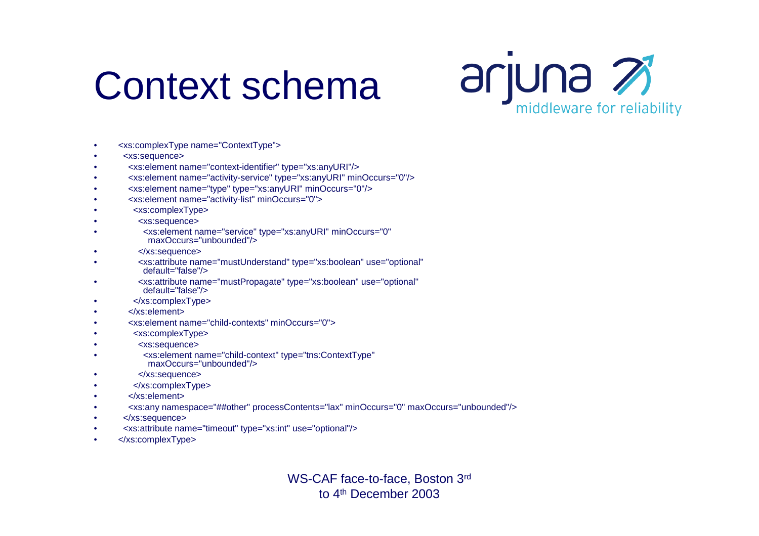# Context schema

```xml
<xs:complexType name="ContextType">
  <xs:sequence>
    <xs:element name="context-identifier" type="xs:anyURI"/>
    <xs:element name="activity-service" type="xs:anyURI" minOccurs="0"/>
    <xs:element name="type" type="xs:anyURI" minOccurs="0"/>
    <xs:element name="activity-list" minOccurs="0">
      <xs:complexType>
        <xs:sequence>
          <xs:element name="service" type="xs:anyURI" minOccurs="0"
            maxOccurs="unbounded"/>
        </xs:sequence>
        <xs:attribute name="mustUnderstand" type="xs:boolean" use="optional"
          default="false"/>
        <xs:attribute name="mustPropagate" type="xs:boolean" use="optional"
          default="false"/>
      </xs:complexType>
    </xs:element>
    <xs:element name="child-contexts" minOccurs="0">
      <xs:complexType>
        <xs:sequence>
          <xs:element name="child-context" type="tns:ContextType"
            maxOccurs="unbounded"/>
        </xs:sequence>
      </xs:complexType>
    </xs:element>
    <xs:any namespace="##other" processContents="lax" minOccurs="0" maxOccurs="unbounded"/>
  </xs:sequence>
  <xs:attribute name="timeout" type="xs:int" use="optional"/>
</xs:complexType>
```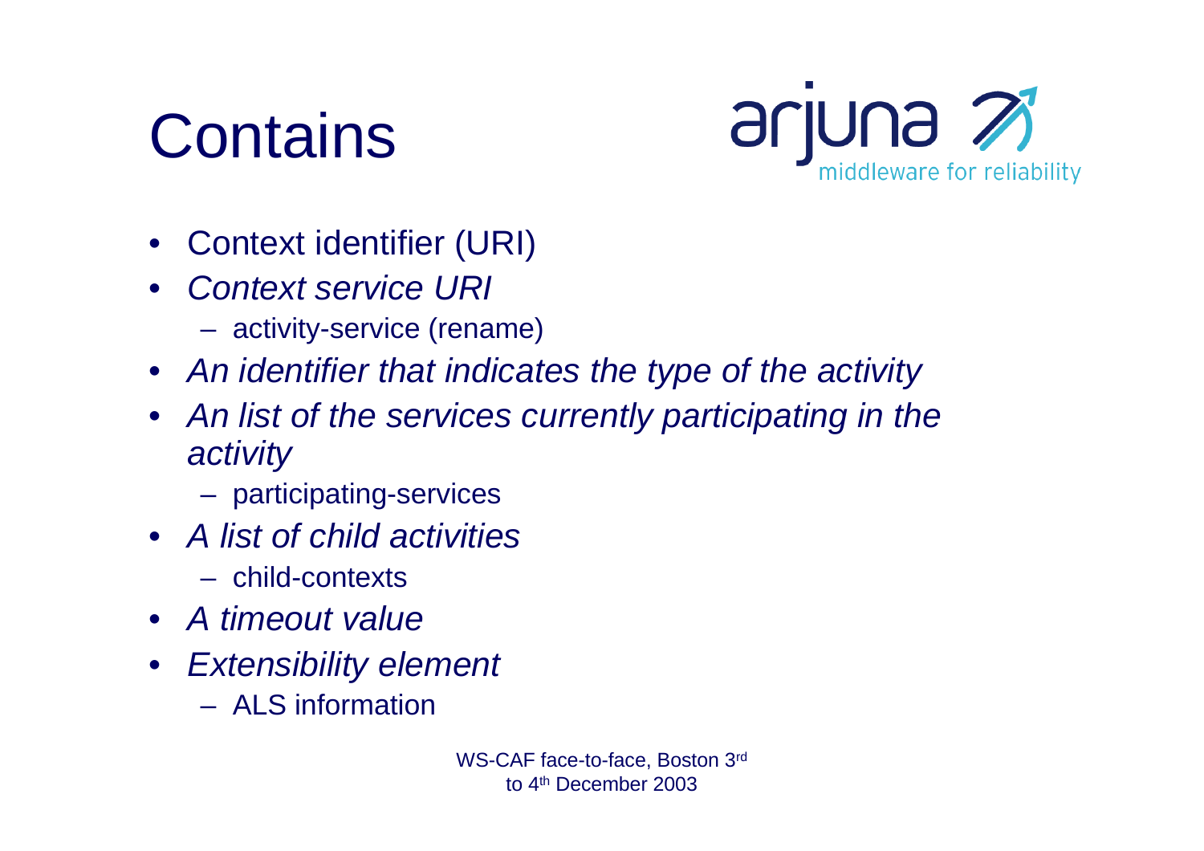# Contains

- Context identifier (URI)
- *Context service URI*
  - activity-service (rename)
- *An identifier that indicates the type of the activity*
- *An list of the services currently participating in the activity*
  - participating-services
- *A list of child activities*
  - child-contexts
- *A timeout value*
- *Extensibility element*
  - ALS information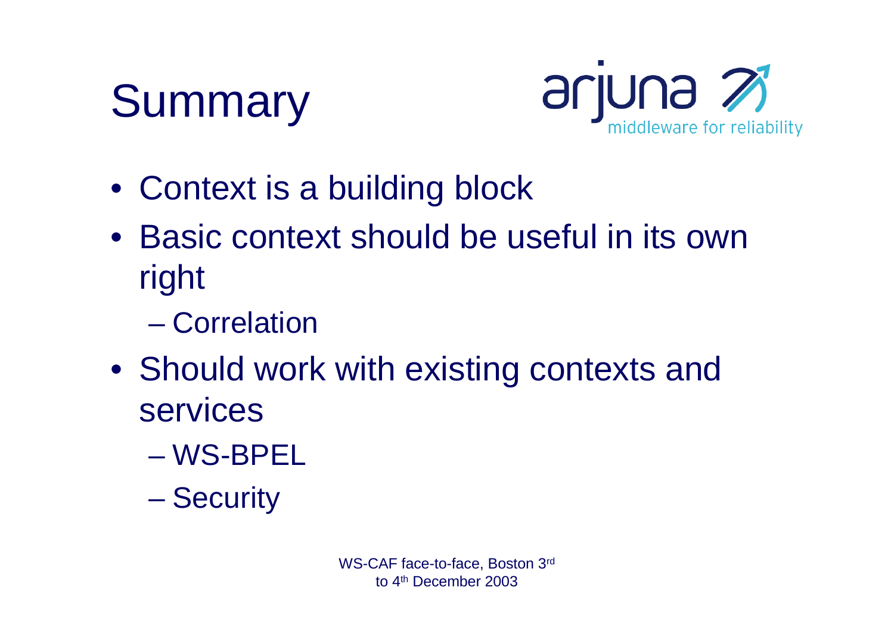# Summary

- Context is a building block
- Basic context should be useful in its own right
  - Correlation
- Should work with existing contexts and services
  - WS-BPEL
  - Security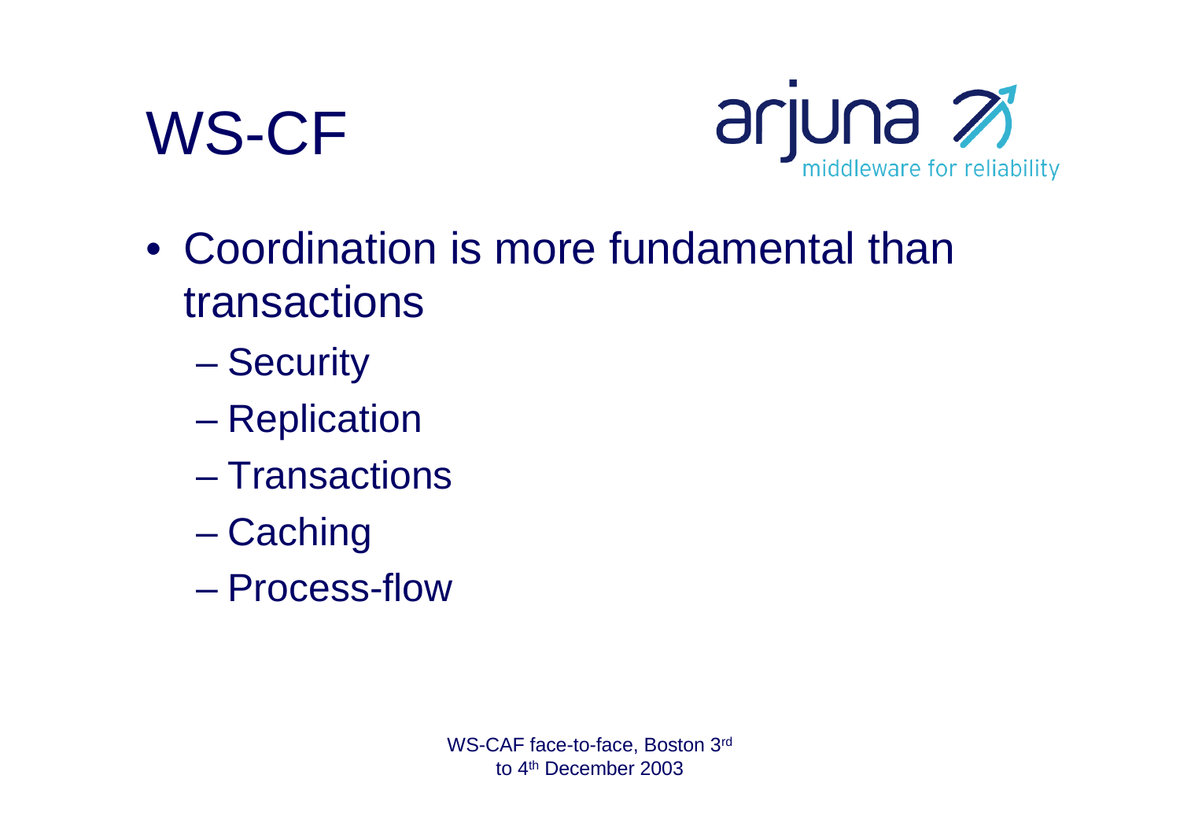# WS-CF

- Coordination is more fundamental than transactions
  - Security
  - Replication
  - Transactions
  - Caching
  - Process-flow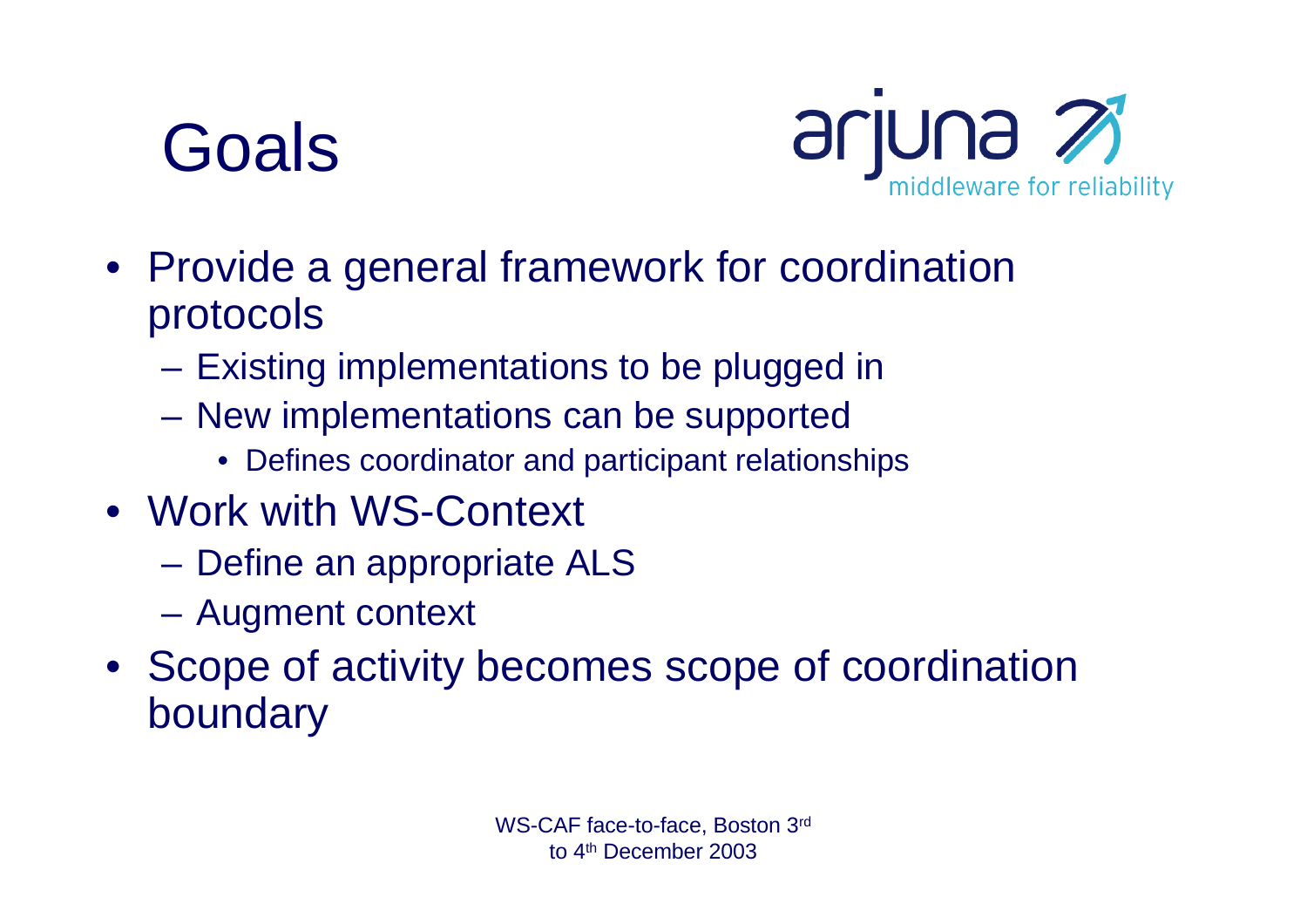# Goals

- Provide a general framework for coordination protocols
  - Existing implementations to be plugged in
  - New implementations can be supported
    - Defines coordinator and participant relationships
- Work with WS-Context
  - Define an appropriate ALS
  - Augment context
- Scope of activity becomes scope of coordination boundary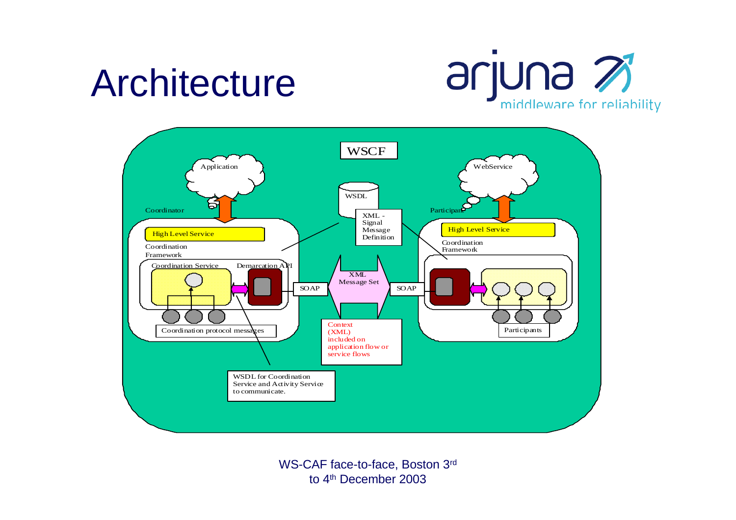# Architecture

arjuna middleware for reliability

WSCF

Application

WebService

WSDL

XML - Signal Message Definition

Coordinator

Participant

High Level Service

High Level Service

Coordination Framework

Coordination Framework

Coordination Service

Demarcation API

XML Message Set

SOAP

SOAP

Coordination protocol messages

Participants

Context (XML) included on application flow or service flows

WSDL for Coordination Service and Activity Service to communicate.

WS-CAF face-to-face, Boston 3rd to 4th December 2003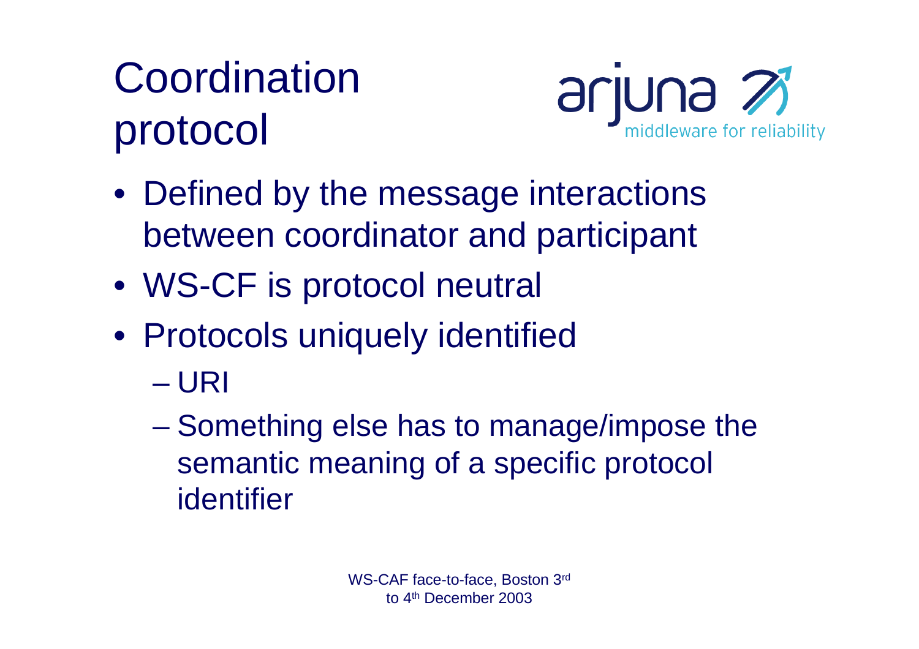# Coordination protocol

- Defined by the message interactions between coordinator and participant
- WS-CF is protocol neutral
- Protocols uniquely identified
  - URI
  - Something else has to manage/impose the semantic meaning of a specific protocol identifier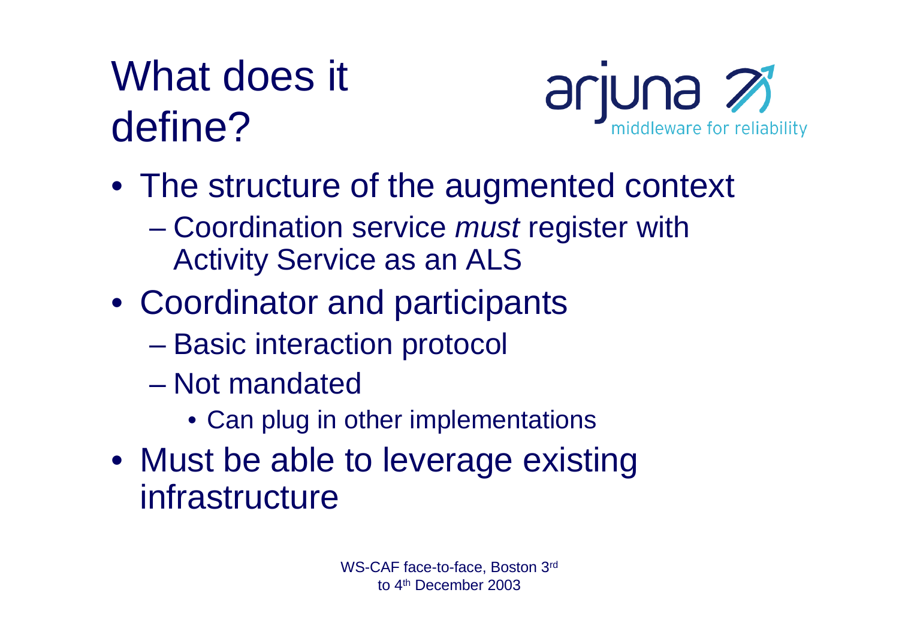# What does it define?

- The structure of the augmented context
  - Coordination service *must* register with Activity Service as an ALS
- Coordinator and participants
  - Basic interaction protocol
  - Not mandated
    - Can plug in other implementations
- Must be able to leverage existing infrastructure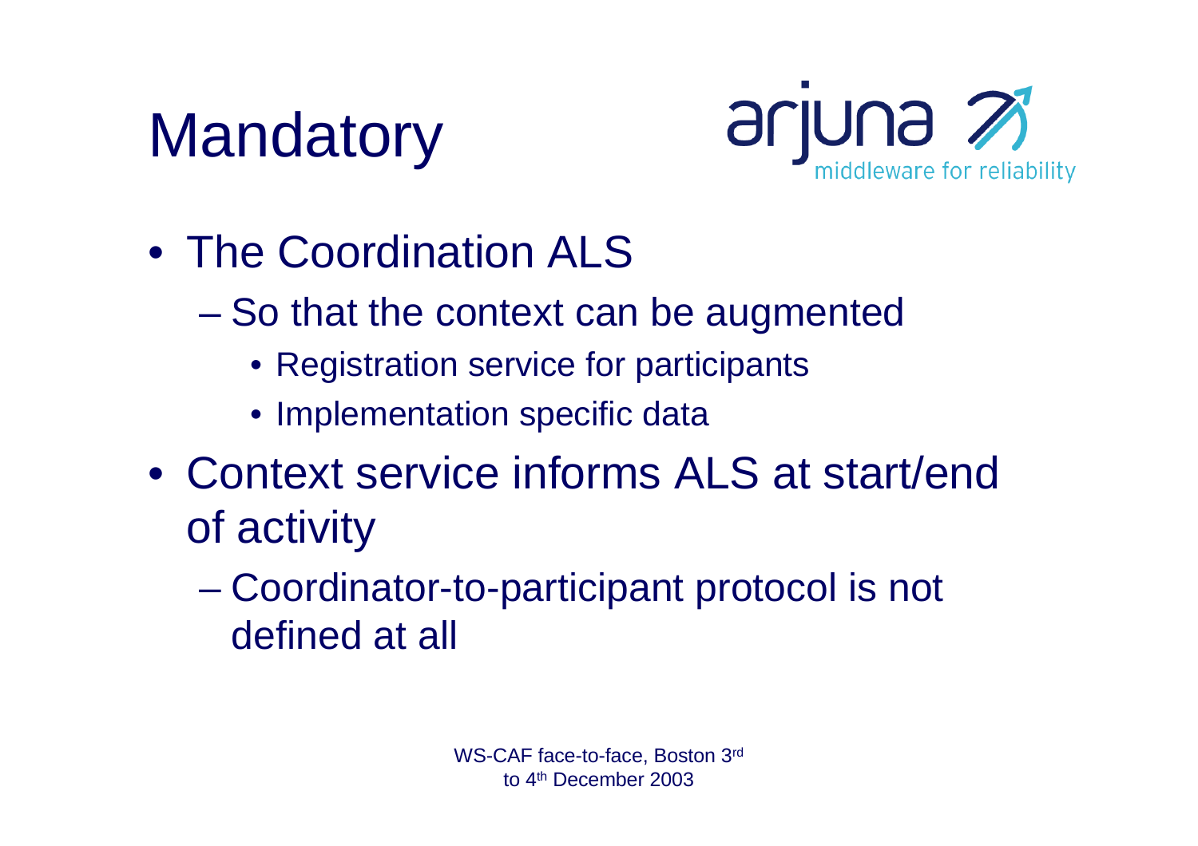# Mandatory

- The Coordination ALS
  - So that the context can be augmented
    - Registration service for participants
    - Implementation specific data
- Context service informs ALS at start/end of activity
  - Coordinator-to-participant protocol is not defined at all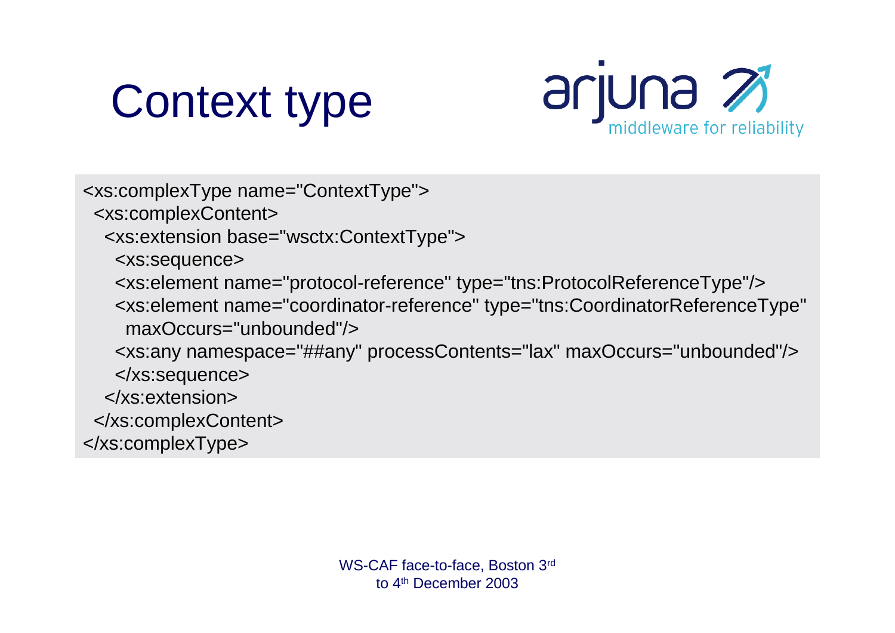# Context type

```
<xs:complexType name="ContextType">
  <xs:complexContent>
    <xs:extension base="wsctx:ContextType">
      <xs:sequence>
      <xs:element name="protocol-reference" type="tns:ProtocolReferenceType"/>
      <xs:element name="coordinator-reference" type="tns:CoordinatorReferenceType"
        maxOccurs="unbounded"/>
      <xs:any namespace="##any" processContents="lax" maxOccurs="unbounded"/>
      </xs:sequence>
    </xs:extension>
  </xs:complexContent>
</xs:complexType>
```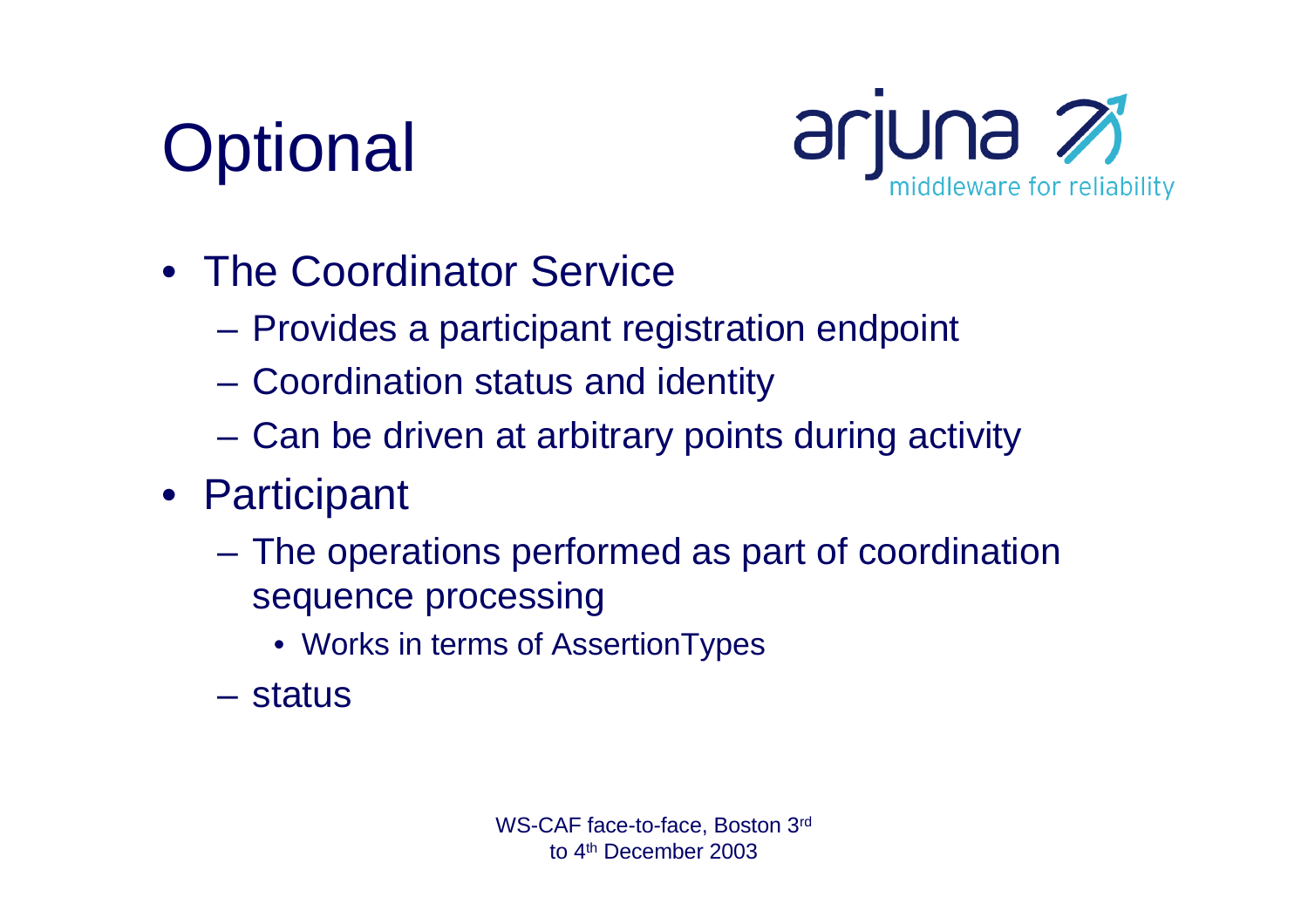# Optional

- The Coordinator Service
  - Provides a participant registration endpoint
  - Coordination status and identity
  - Can be driven at arbitrary points during activity
- Participant
  - The operations performed as part of coordination sequence processing
    - Works in terms of AssertionTypes
  - status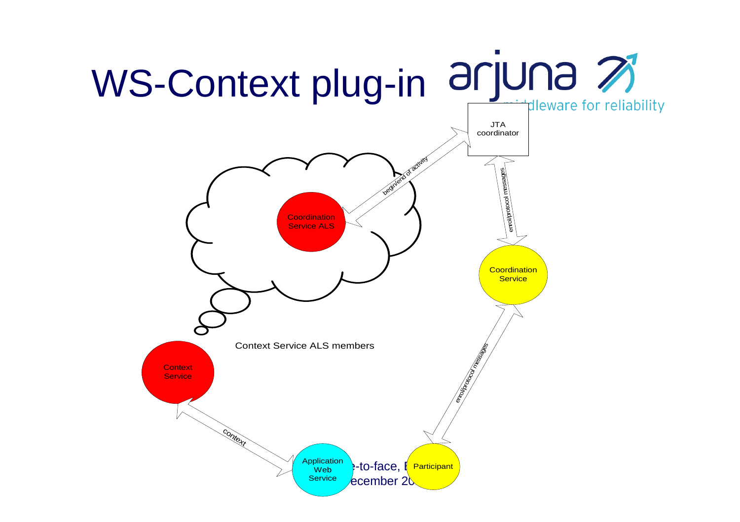# WS-Context plug-in

arjuna

middleware for reliability

JTA coordinator

begin/end of activity

Coordination Service ALS

enrol/protocol messages

Coordination Service

enrol/protocol messages

Context Service ALS members

Context Service

context

Application Web Service

Participant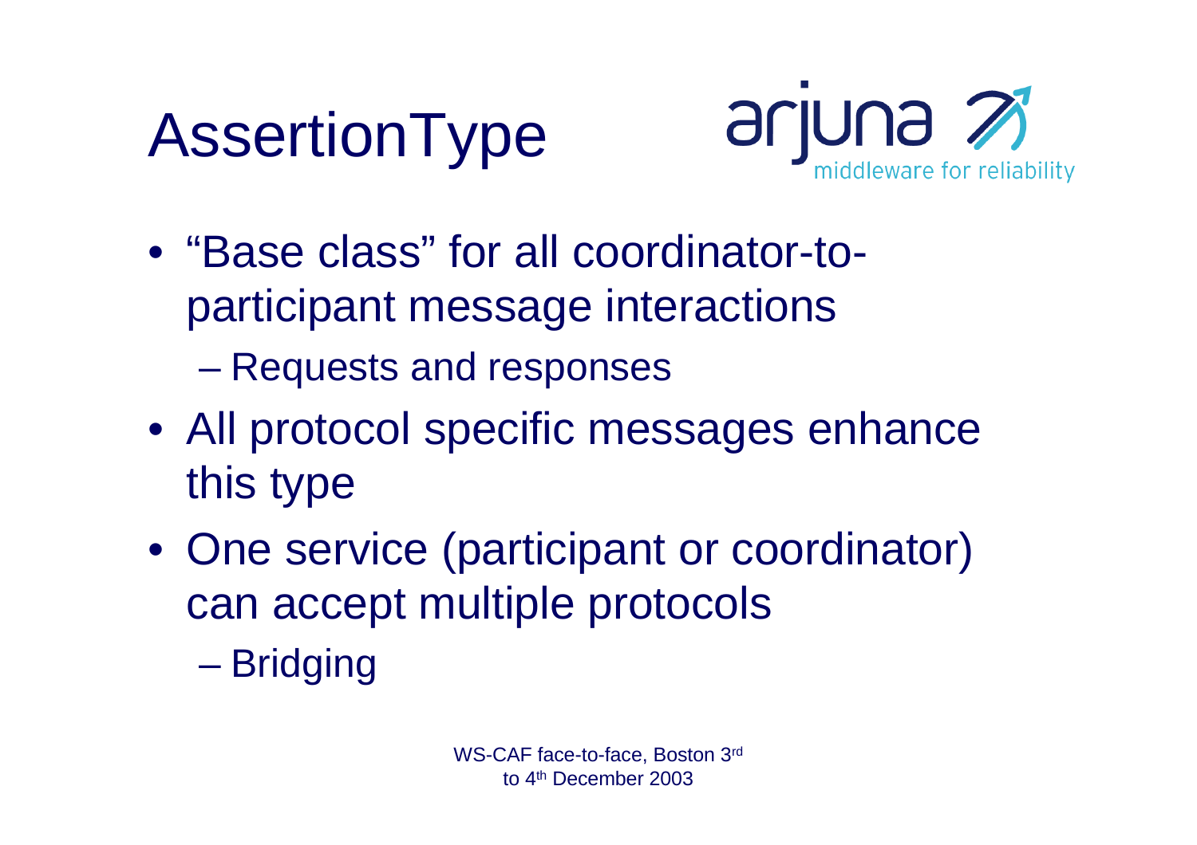# AssertionType

- “Base class” for all coordinator-to-participant message interactions
  - Requests and responses
- All protocol specific messages enhance this type
- One service (participant or coordinator) can accept multiple protocols
  - Bridging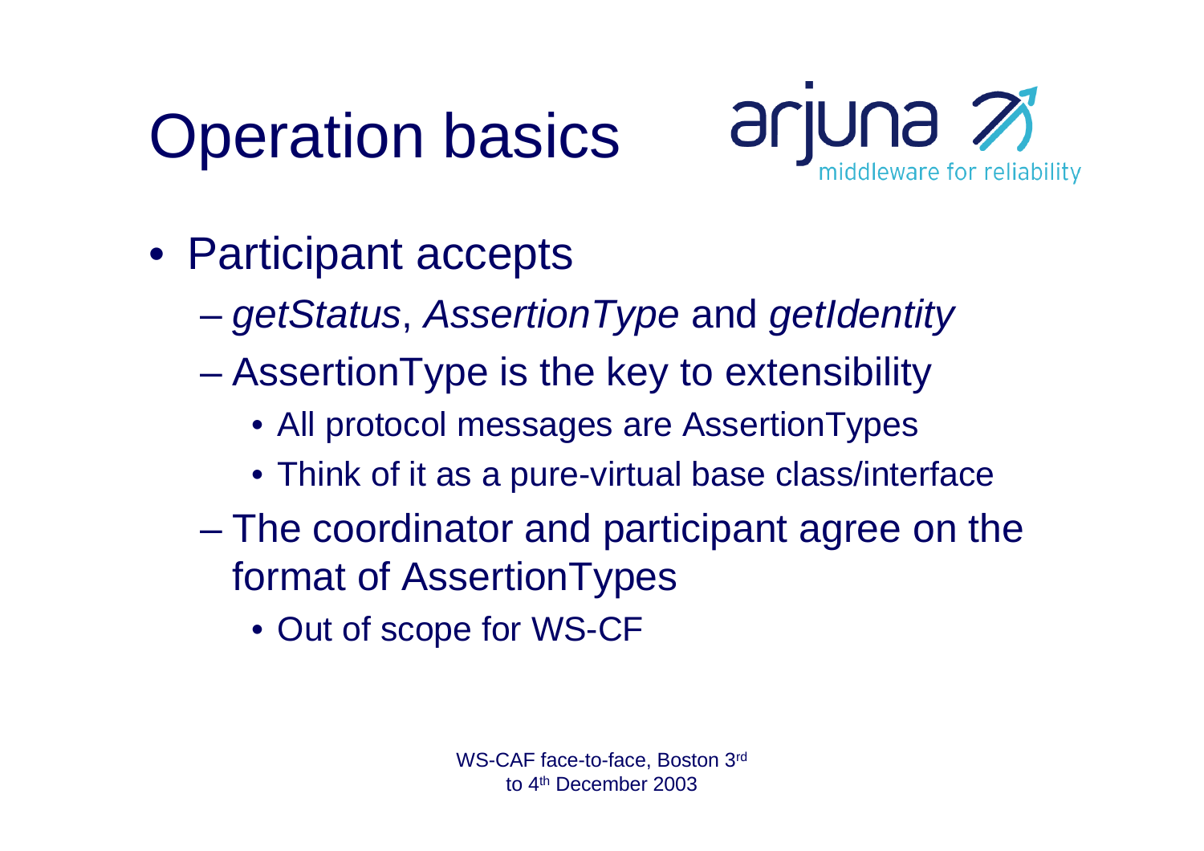# Operation basics

- Participant accepts
  - *getStatus*, *AssertionType* and *getIdentity*
  - AssertionType is the key to extensibility
    - All protocol messages are AssertionTypes
    - Think of it as a pure-virtual base class/interface
  - The coordinator and participant agree on the format of AssertionTypes
    - Out of scope for WS-CF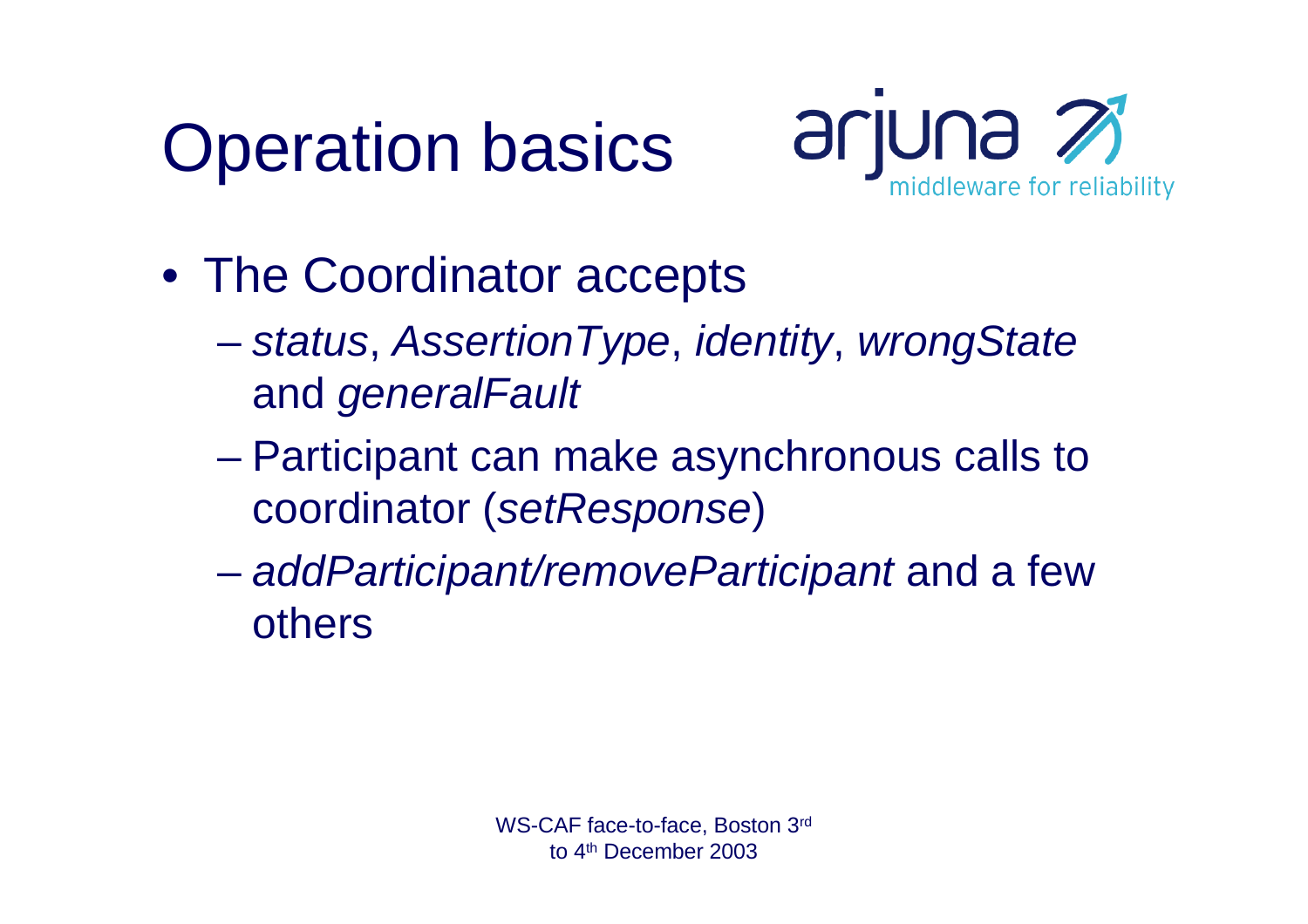# Operation basics

- The Coordinator accepts
  - *status*, *AssertionType*, *identity*, *wrongState* and *generalFault*
  - Participant can make asynchronous calls to coordinator (*setResponse*)
  - *addParticipant/removeParticipant* and a few others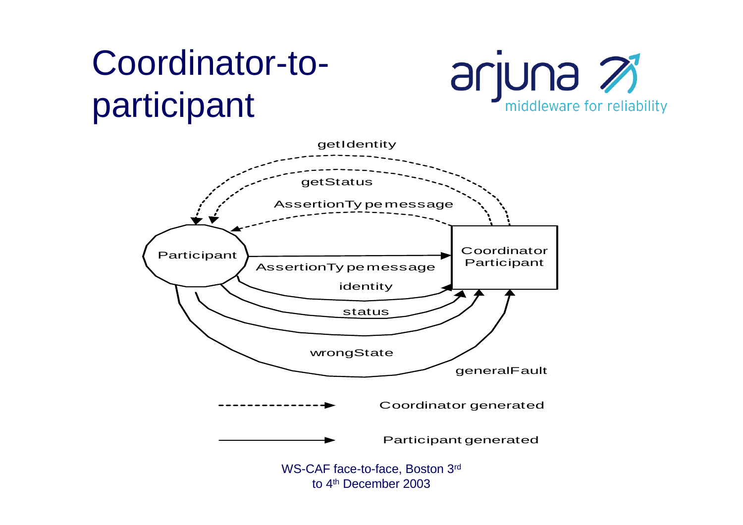# Coordinator-to-participant

getIdentity

getStatus

AssertionType message

Participant

Coordinator Participant

AssertionType message

identity

status

wrongState

generalFault

Coordinator generated

Participant generated

WS-CAF face-to-face, Boston 3rd to 4th December 2003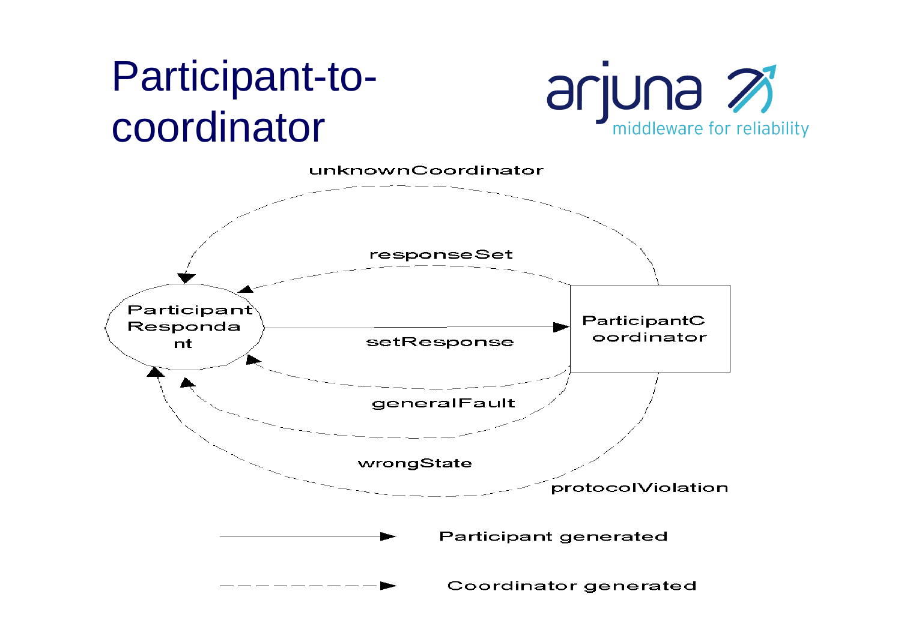# Participant-to-coordinator

unknownCoordinator

responseSet

Participant Respondant

setResponse

ParticipantCoordinator

generalFault

wrongState

protocolViolation

Participant generated

Coordinator generated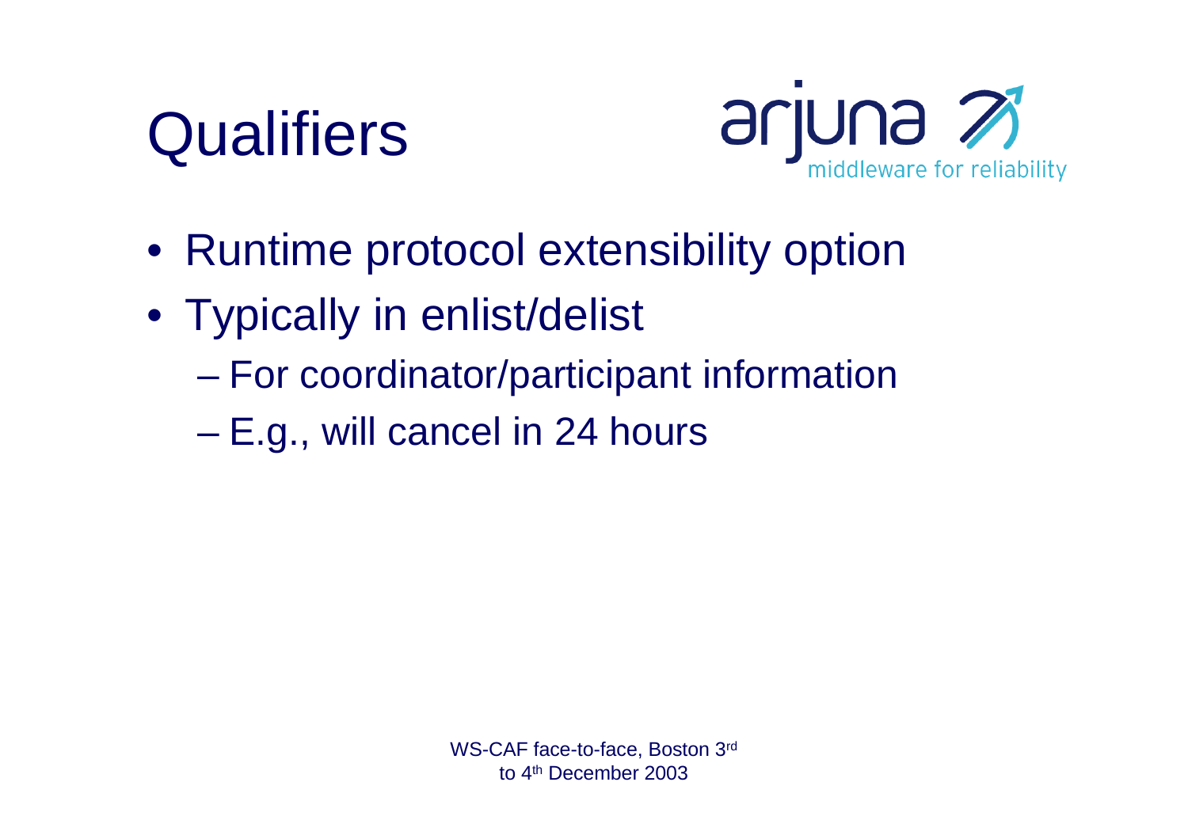# Qualifiers

- Runtime protocol extensibility option
- Typically in enlist/delist
  - For coordinator/participant information
  - E.g., will cancel in 24 hours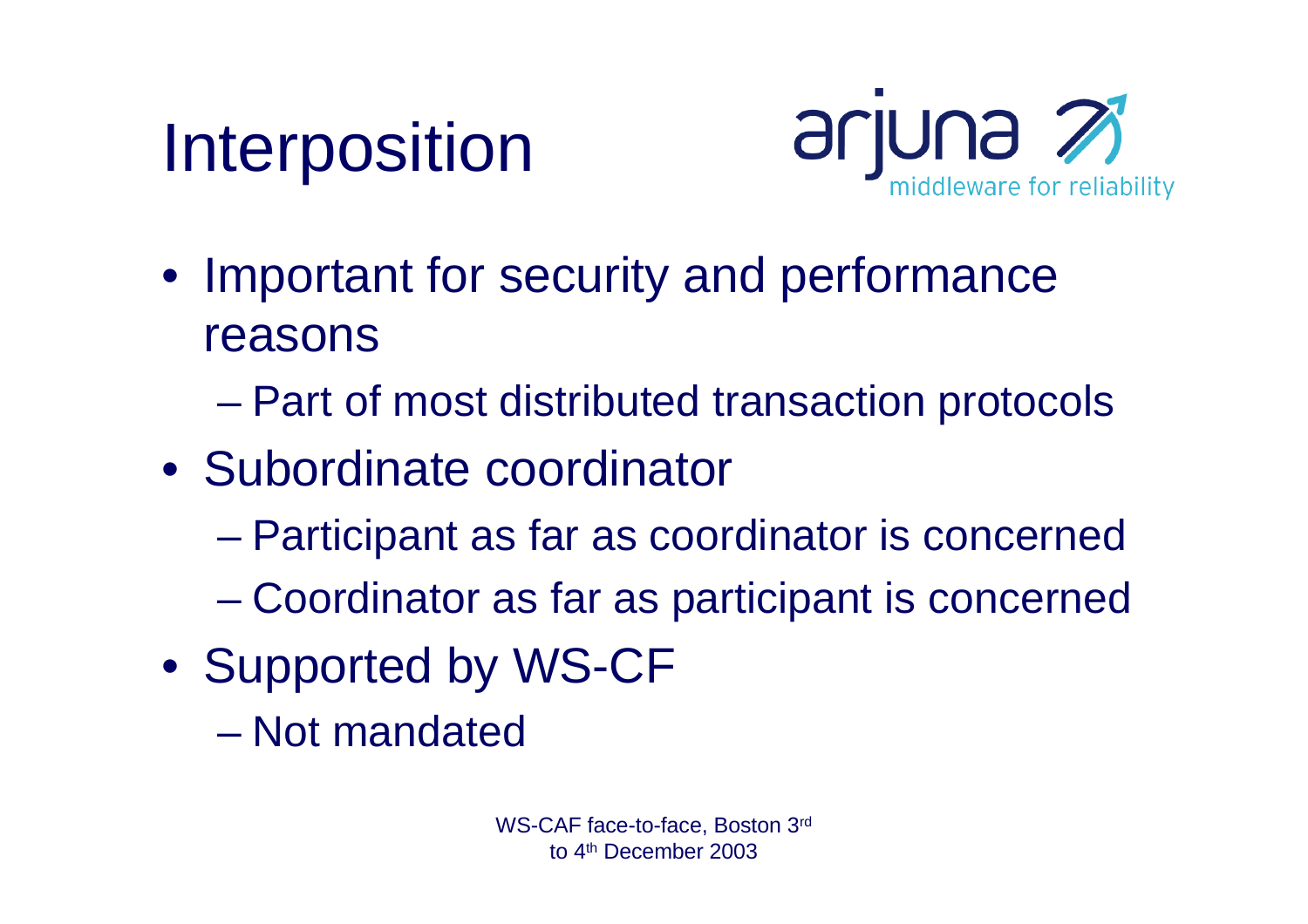# Interposition

- Important for security and performance reasons
  - Part of most distributed transaction protocols
- Subordinate coordinator
  - Participant as far as coordinator is concerned
  - Coordinator as far as participant is concerned
- Supported by WS-CF
  - Not mandated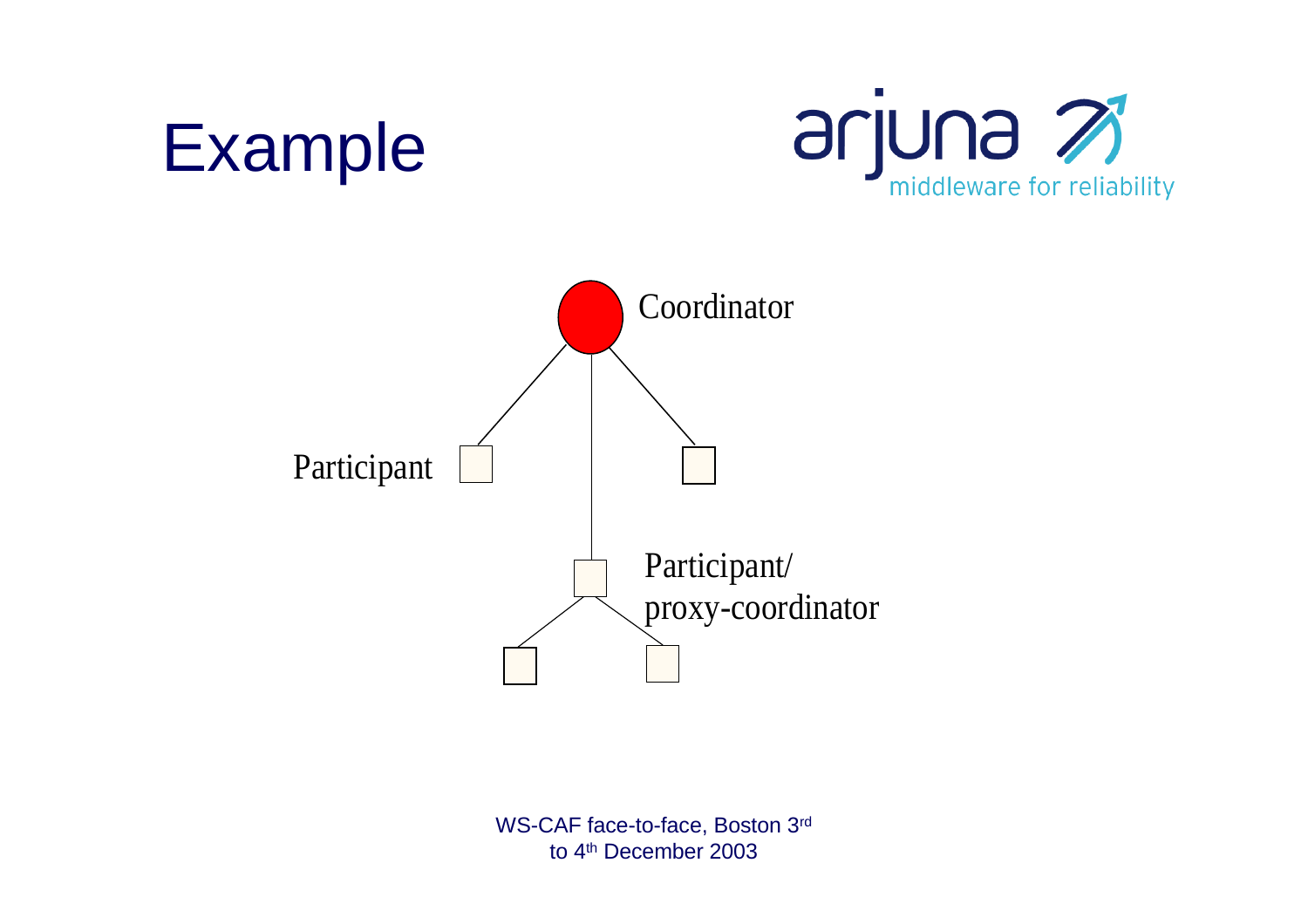# Example

arjuna
middleware for reliability

Coordinator

Participant

Participant/
proxy-coordinator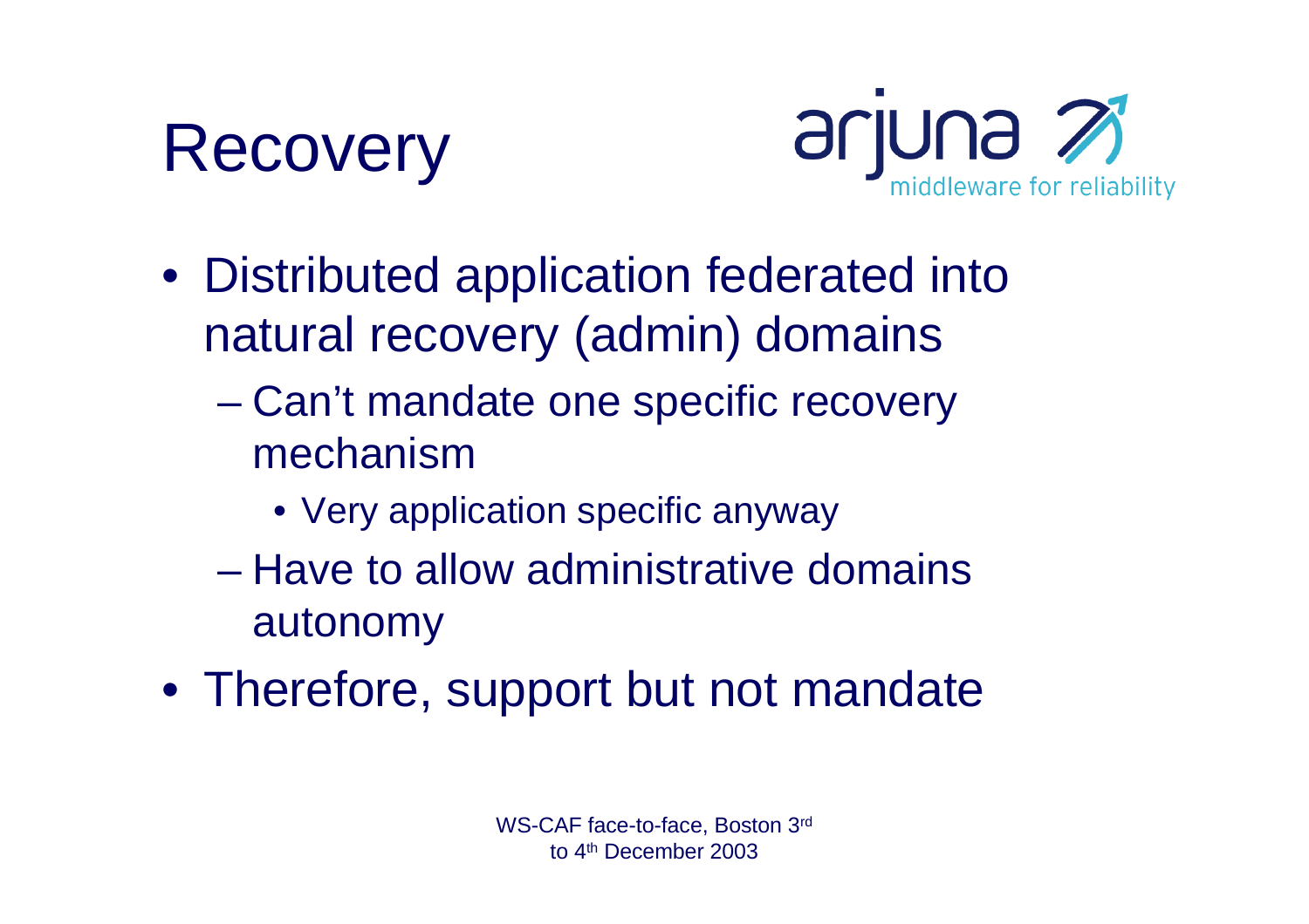# Recovery

- Distributed application federated into natural recovery (admin) domains
  - Can't mandate one specific recovery mechanism
    - Very application specific anyway
  - Have to allow administrative domains autonomy
- Therefore, support but not mandate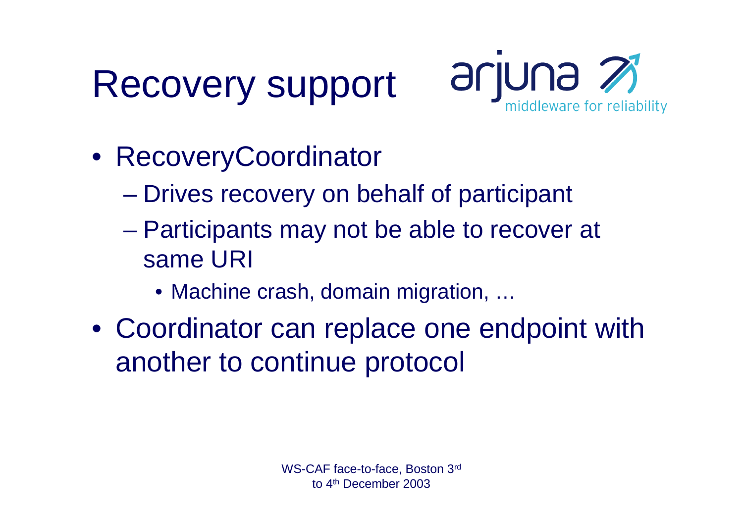# Recovery support

- RecoveryCoordinator
  - Drives recovery on behalf of participant
  - Participants may not be able to recover at same URI
    - Machine crash, domain migration, …
- Coordinator can replace one endpoint with another to continue protocol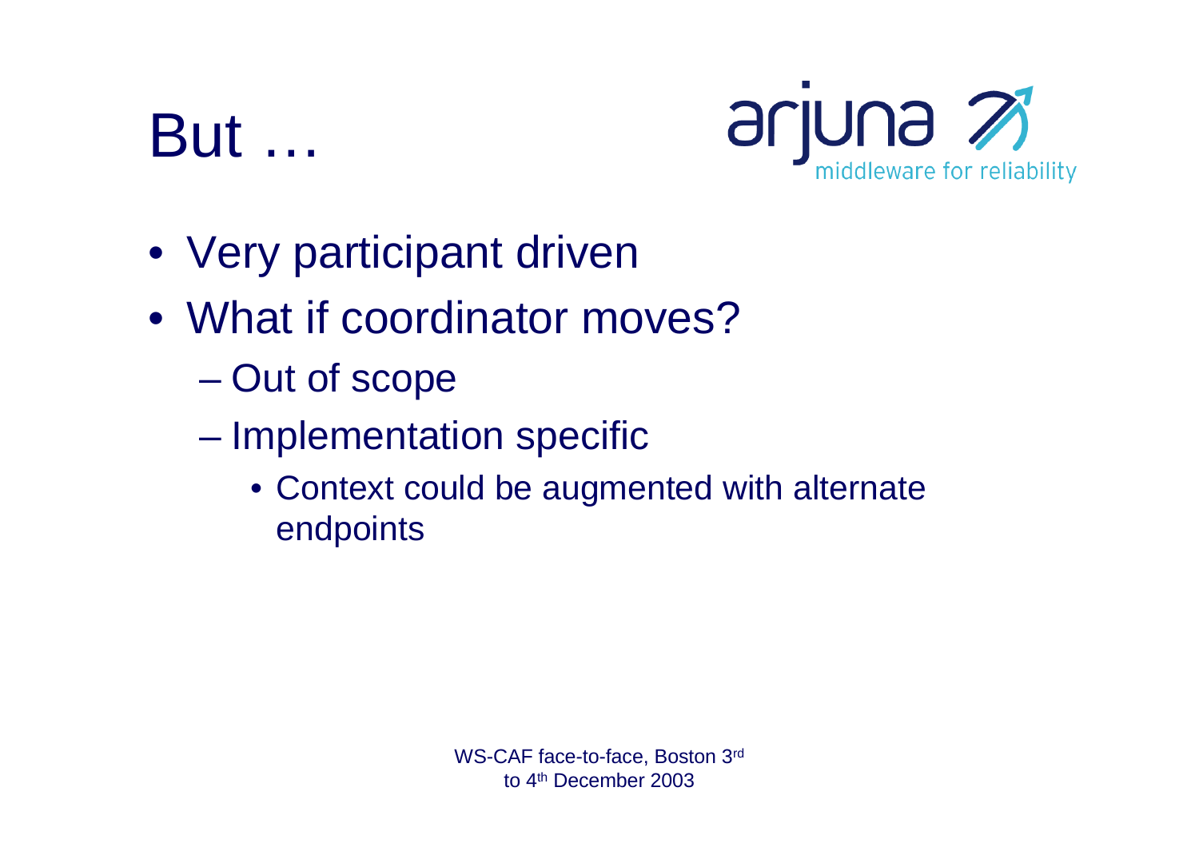# But …

- Very participant driven
- What if coordinator moves?
  - Out of scope
  - Implementation specific
    - Context could be augmented with alternate endpoints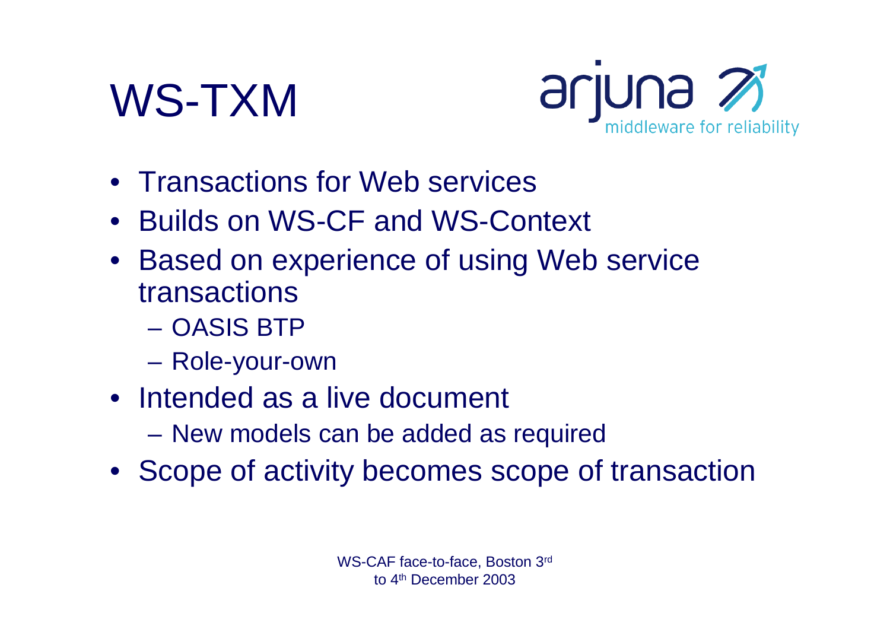# WS-TXM

arjuna
middleware for reliability

- Transactions for Web services
- Builds on WS-CF and WS-Context
- Based on experience of using Web service transactions
  - OASIS BTP
  - Role-your-own
- Intended as a live document
  - New models can be added as required
- Scope of activity becomes scope of transaction

WS-CAF face-to-face, Boston 3rd to 4th December 2003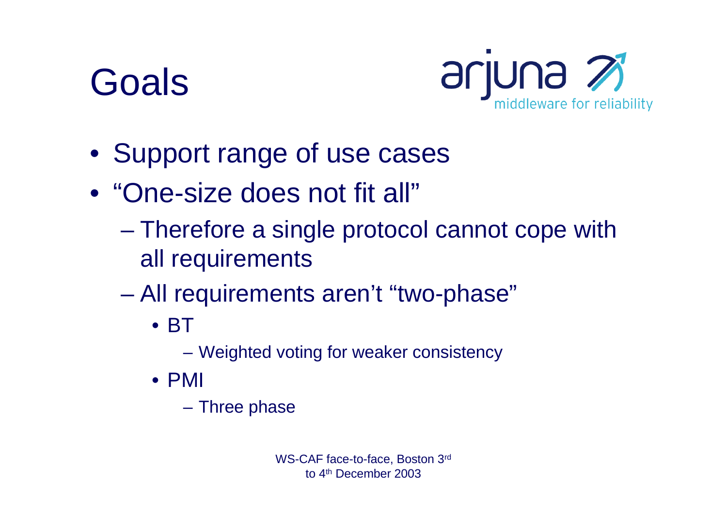# Goals

- Support range of use cases
- "One-size does not fit all"
  - Therefore a single protocol cannot cope with all requirements
  - All requirements aren't "two-phase"
    - BT
      - Weighted voting for weaker consistency
    - PMI
      - Three phase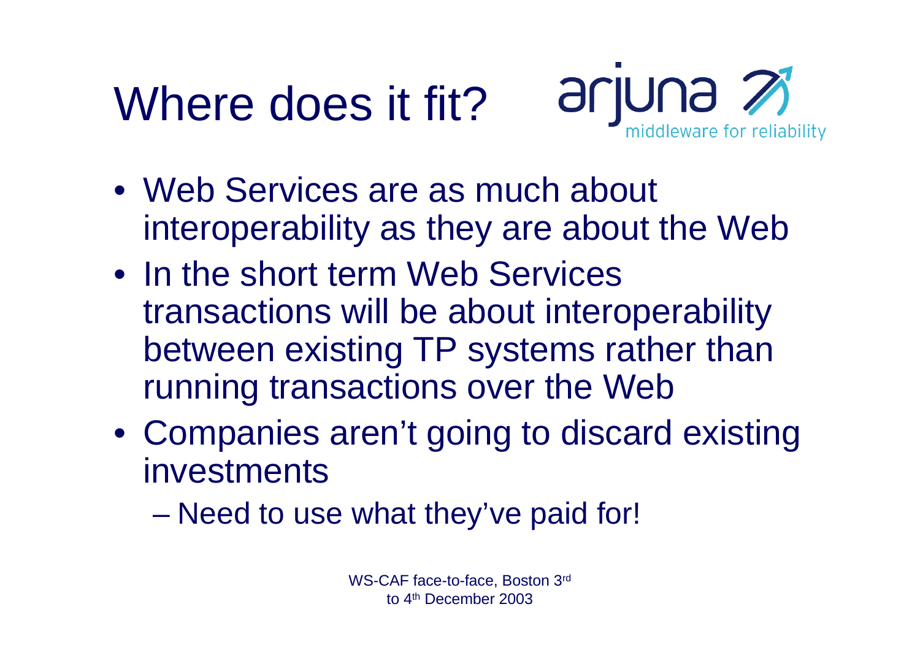# Where does it fit?

arjuna middleware for reliability

- Web Services are as much about interoperability as they are about the Web
- In the short term Web Services transactions will be about interoperability between existing TP systems rather than running transactions over the Web
- Companies aren't going to discard existing investments
  - Need to use what they've paid for!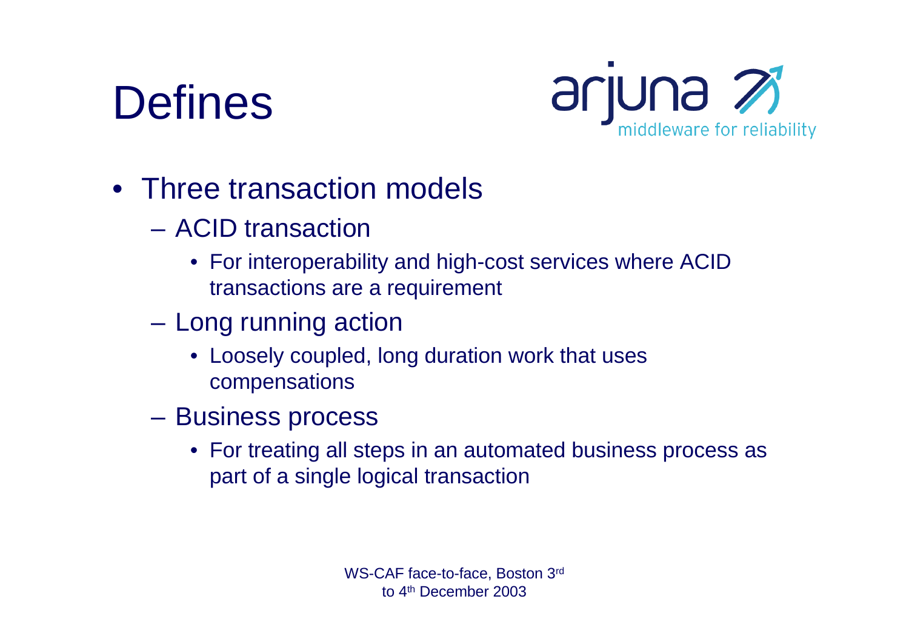# Defines

- Three transaction models
  - ACID transaction
    - For interoperability and high-cost services where ACID transactions are a requirement
  - Long running action
    - Loosely coupled, long duration work that uses compensations
  - Business process
    - For treating all steps in an automated business process as part of a single logical transaction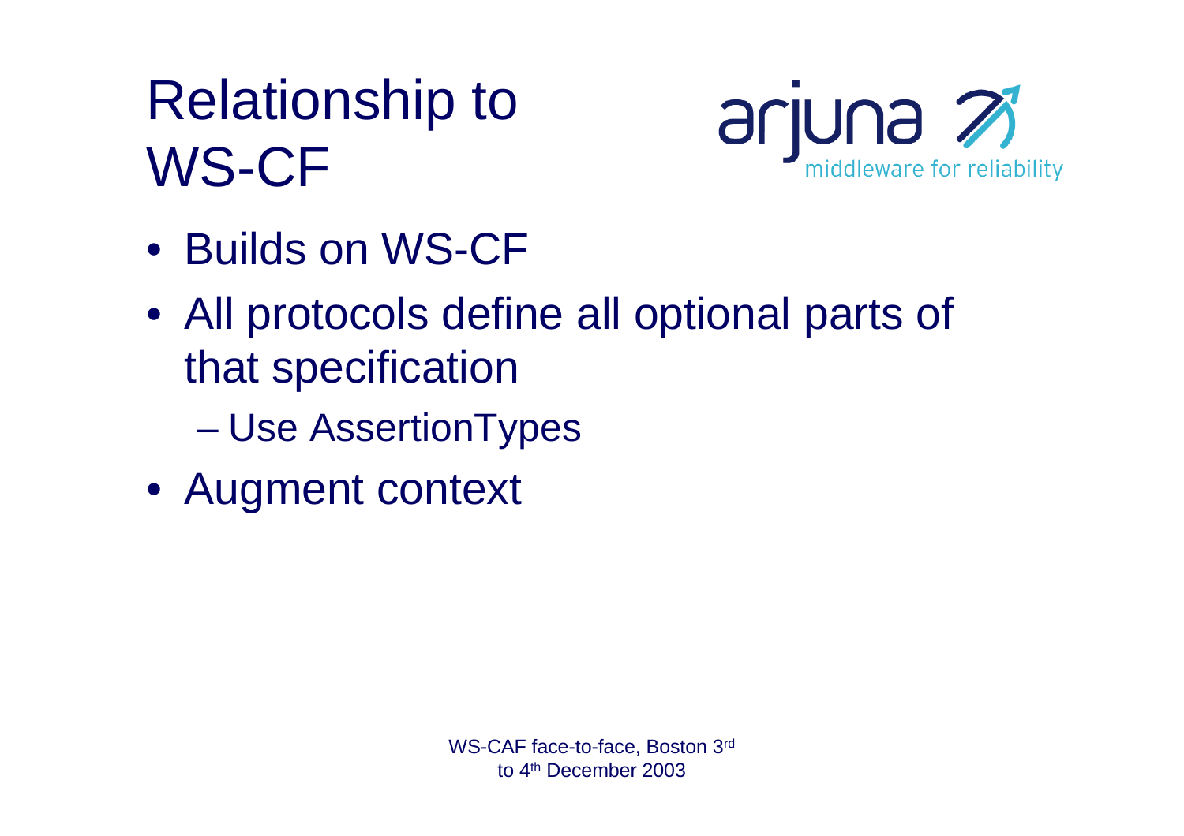# Relationship to WS-CF

- Builds on WS-CF
- All protocols define all optional parts of that specification
  - Use AssertionTypes
- Augment context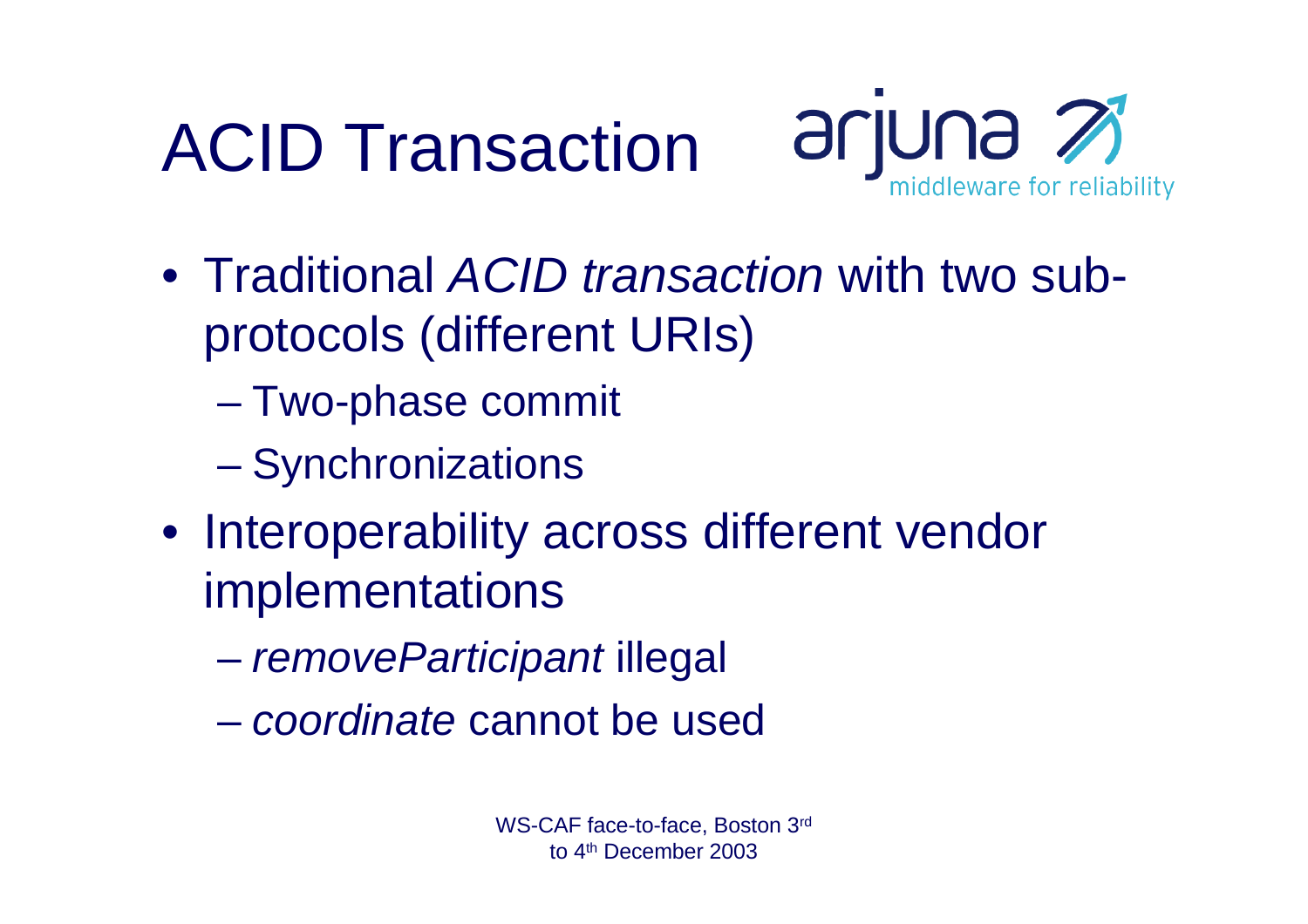# ACID Transaction

- Traditional *ACID transaction* with two sub-protocols (different URIs)
  - Two-phase commit
  - Synchronizations
- Interoperability across different vendor implementations
  - *removeParticipant* illegal
  - *coordinate* cannot be used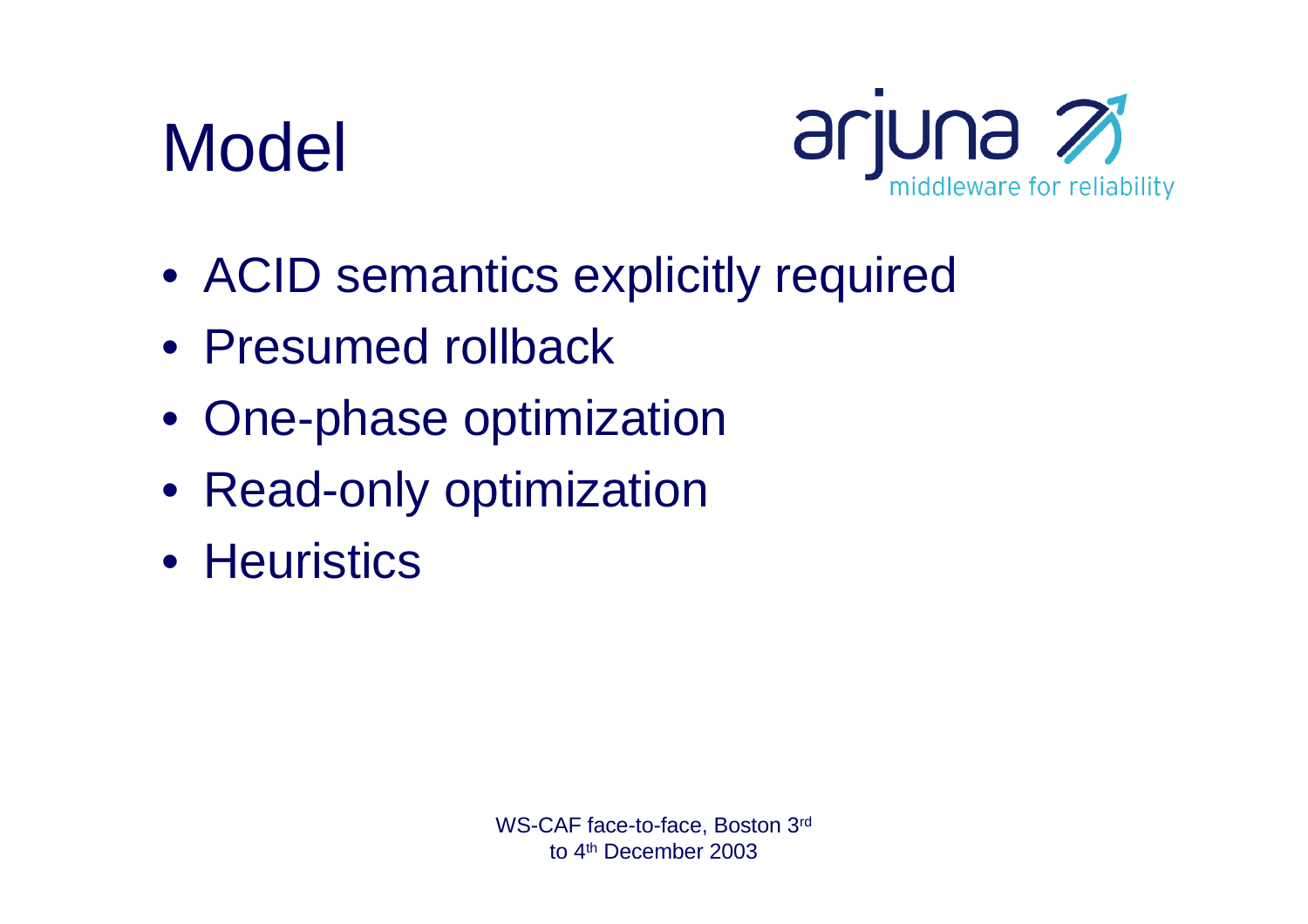# Model

- ACID semantics explicitly required
- Presumed rollback
- One-phase optimization
- Read-only optimization
- Heuristics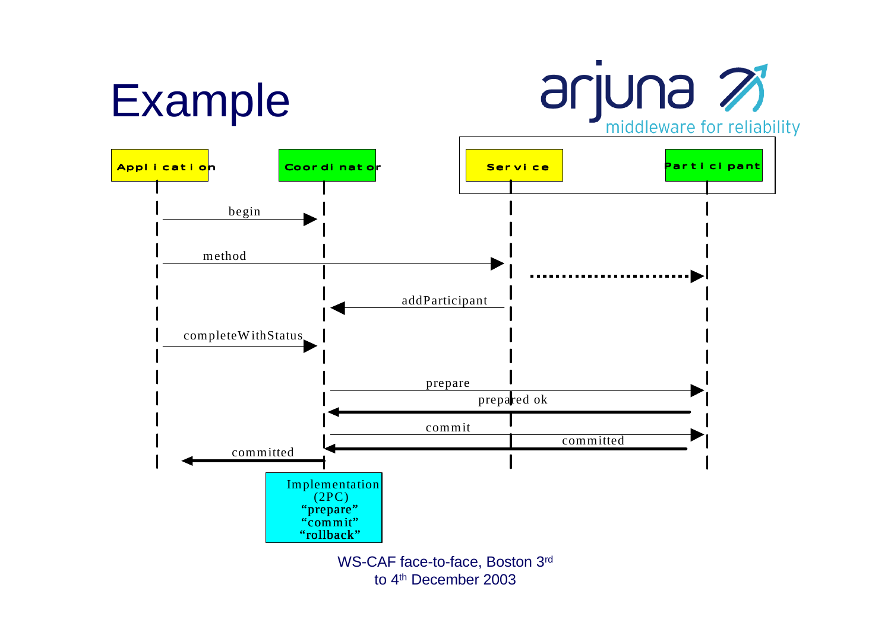# Example

arjuna
middleware for reliability

Application

Coordinator

Service

Participant

begin

method

addParticipant

completeWithStatus

prepare

prepared ok

commit

committed

committed

Implementation
(2PC)
"prepare"
"commit"
"rollback"

WS-CAF face-to-face, Boston 3rd to 4th December 2003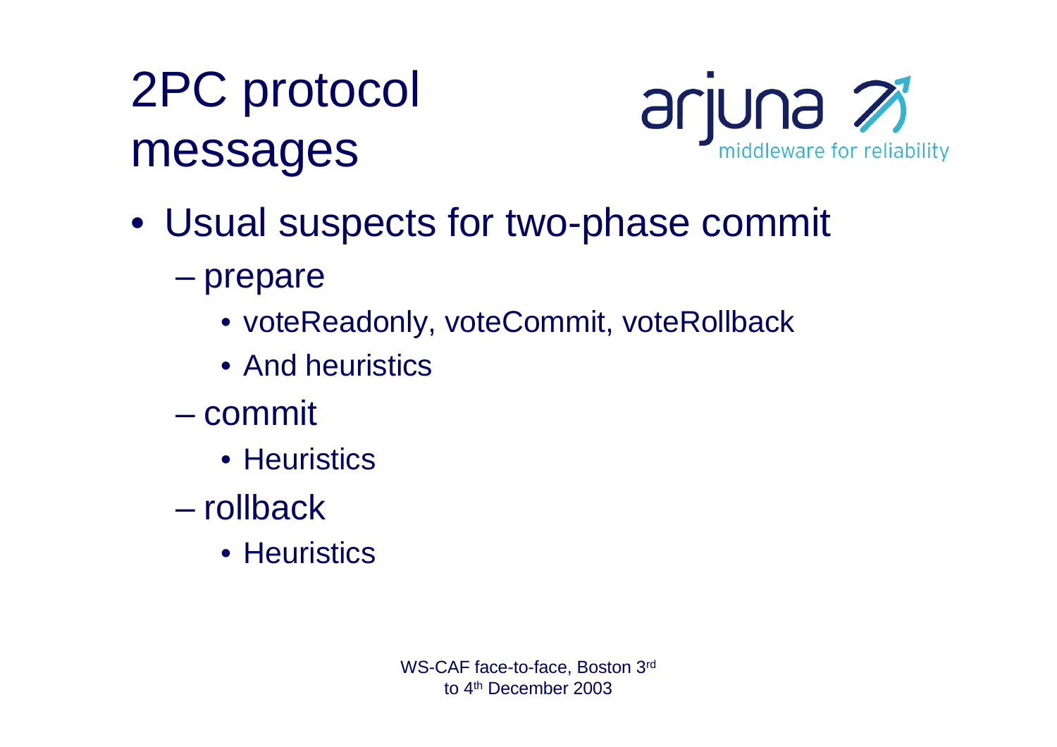# 2PC protocol messages

- Usual suspects for two-phase commit
  - prepare
    - voteReadonly, voteCommit, voteRollback
    - And heuristics
  - commit
    - Heuristics
  - rollback
    - Heuristics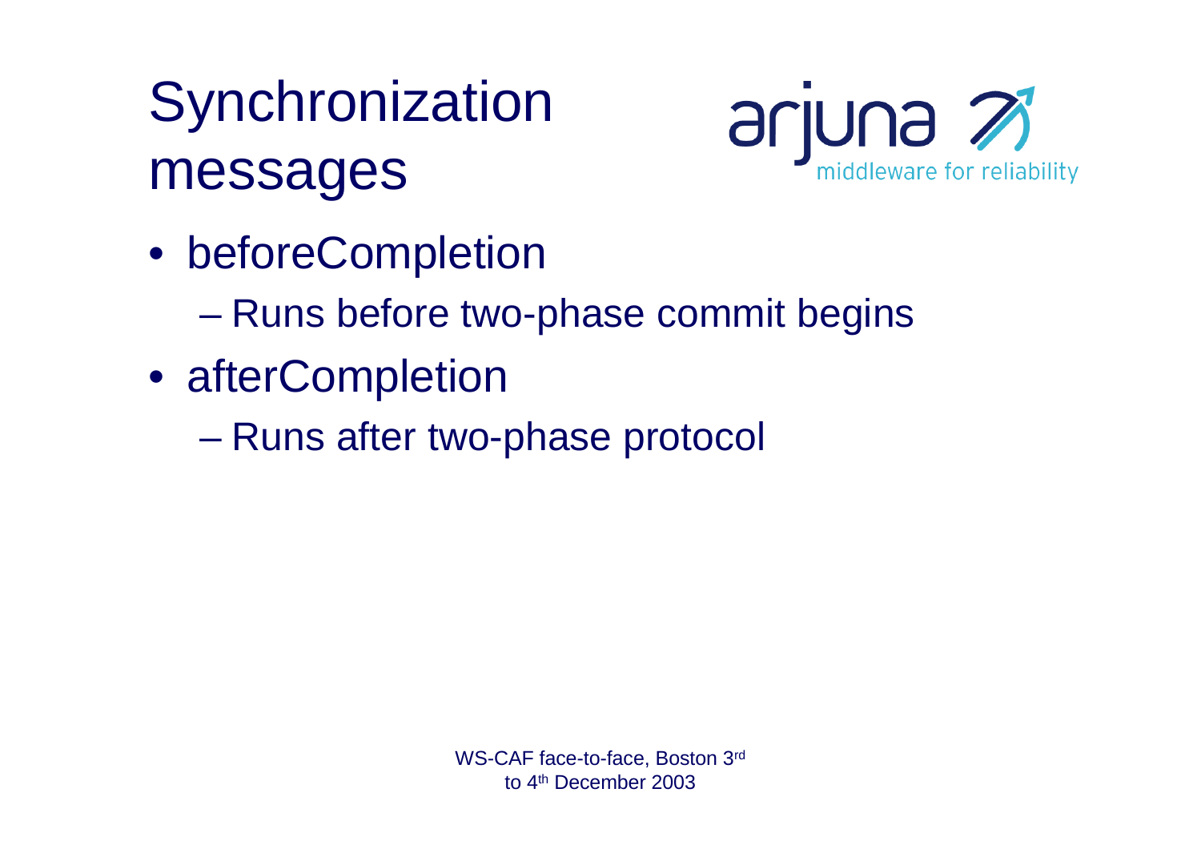# Synchronization messages

- beforeCompletion
  - Runs before two-phase commit begins
- afterCompletion
  - Runs after two-phase protocol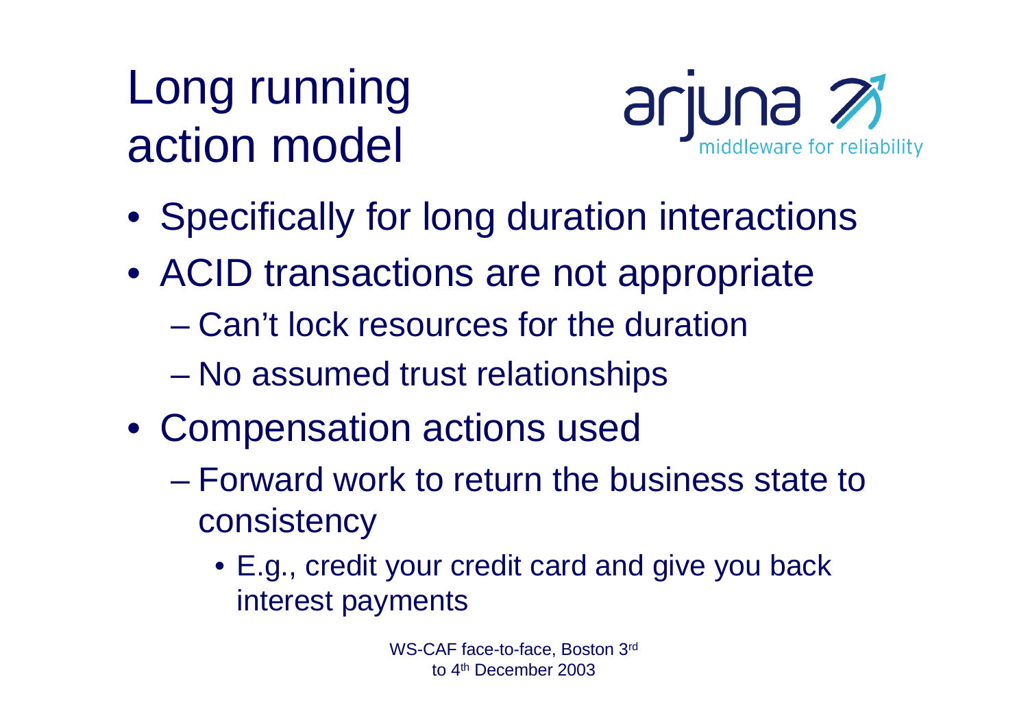# Long running action model

- Specifically for long duration interactions
- ACID transactions are not appropriate
  - Can't lock resources for the duration
  - No assumed trust relationships
- Compensation actions used
  - Forward work to return the business state to consistency
    - E.g., credit your credit card and give you back interest payments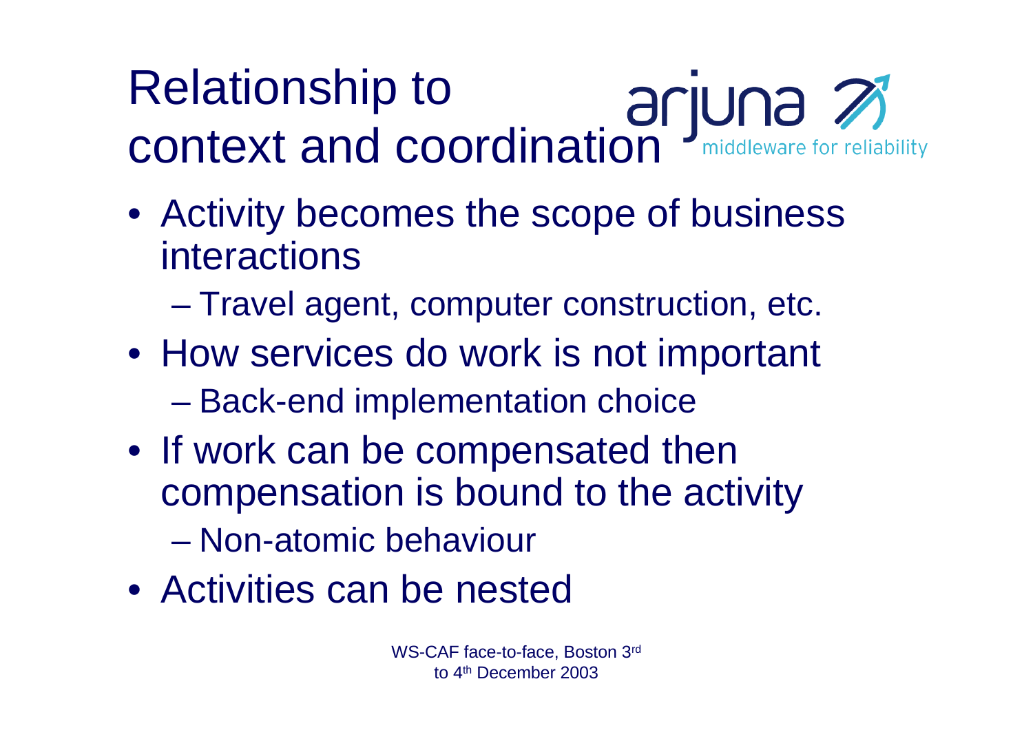# Relationship to context and coordination

- Activity becomes the scope of business interactions
  - Travel agent, computer construction, etc.
- How services do work is not important
  - Back-end implementation choice
- If work can be compensated then compensation is bound to the activity
  - Non-atomic behaviour
- Activities can be nested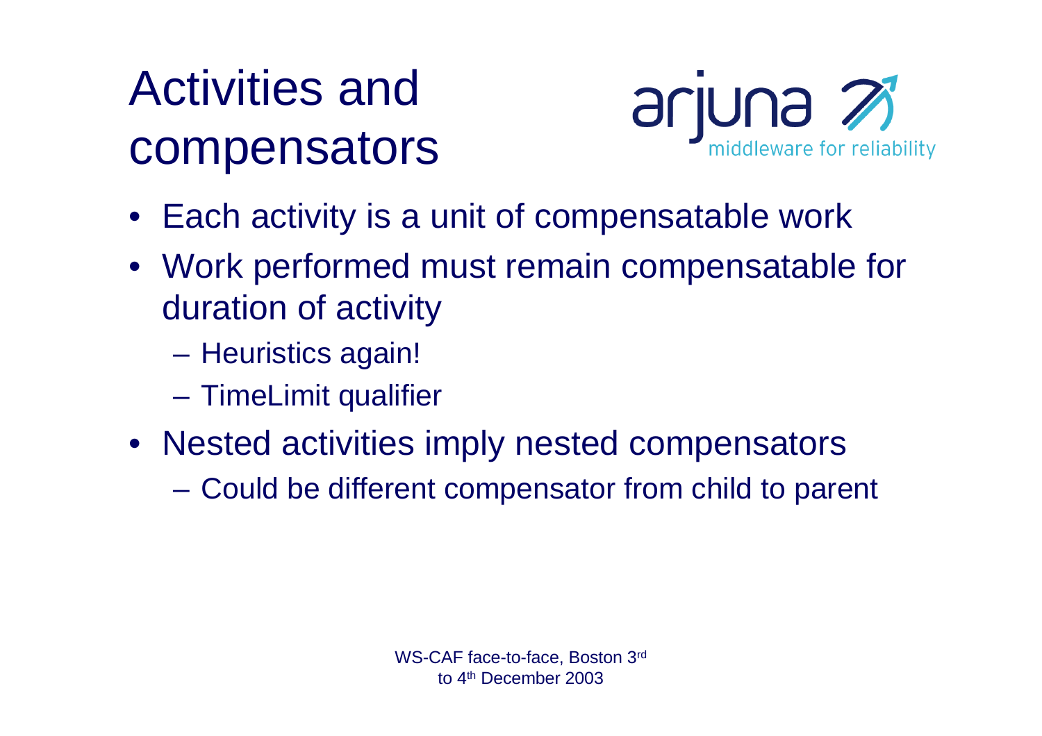# Activities and compensators

- Each activity is a unit of compensatable work
- Work performed must remain compensatable for duration of activity
  - Heuristics again!
  - TimeLimit qualifier
- Nested activities imply nested compensators
  - Could be different compensator from child to parent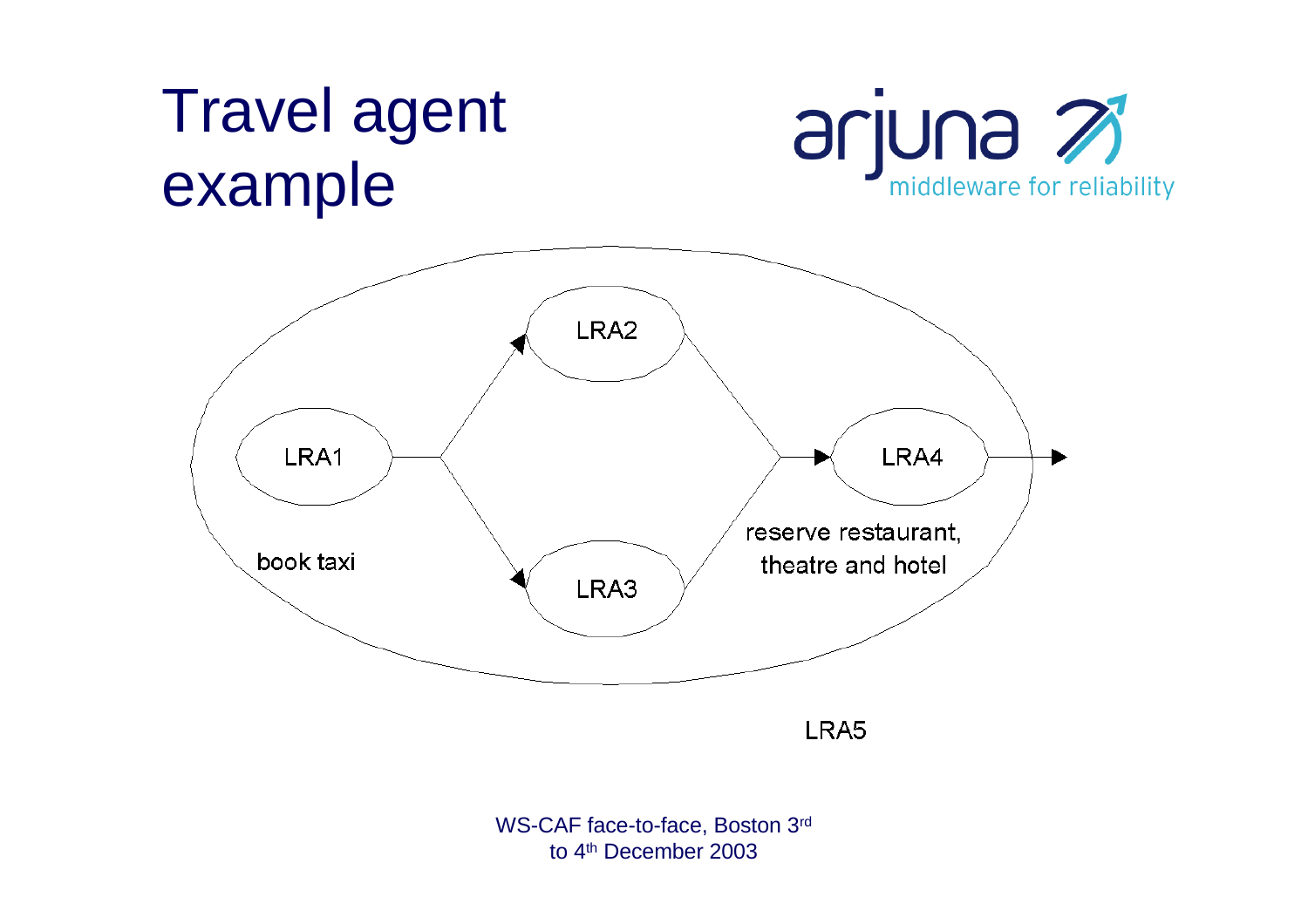# Travel agent example

LRA1

LRA2

LRA3

LRA4

book taxi

reserve restaurant, theatre and hotel

LRA5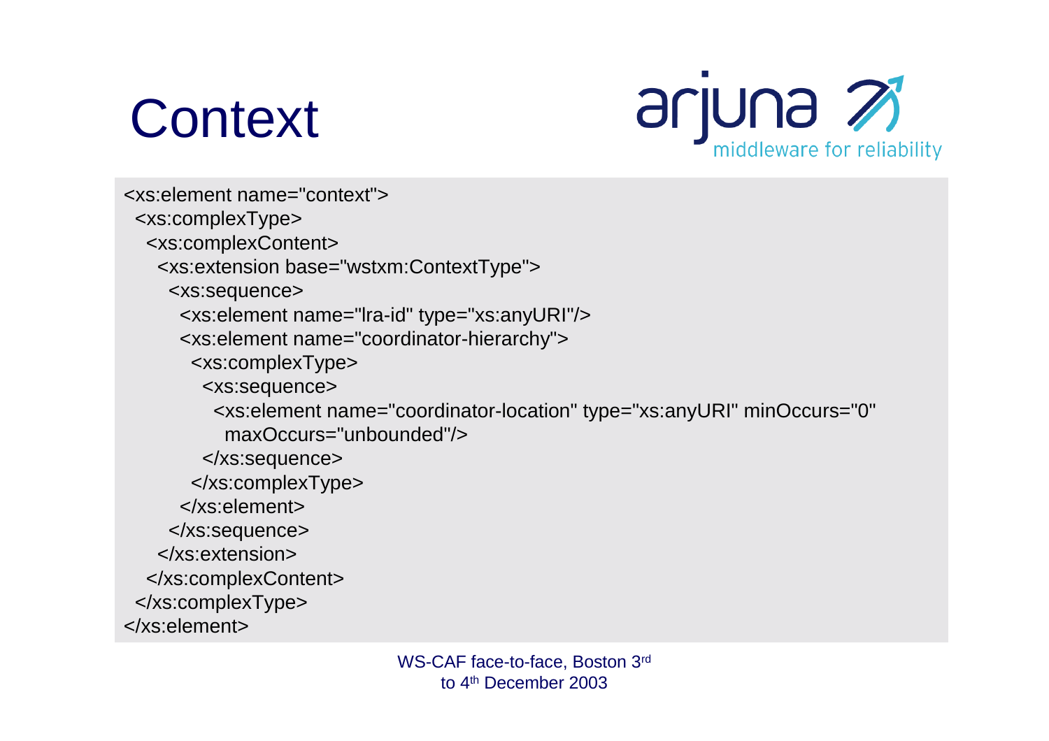# Context

```
<xs:element name="context">
 <xs:complexType>
  <xs:complexContent>
   <xs:extension base="wstxm:ContextType">
    <xs:sequence>
     <xs:element name="lra-id" type="xs:anyURI"/>
     <xs:element name="coordinator-hierarchy">
      <xs:complexType>
       <xs:sequence>
        <xs:element name="coordinator-location" type="xs:anyURI" minOccurs="0"
         maxOccurs="unbounded"/>
       </xs:sequence>
      </xs:complexType>
     </xs:element>
    </xs:sequence>
   </xs:extension>
  </xs:complexContent>
 </xs:complexType>
</xs:element>
```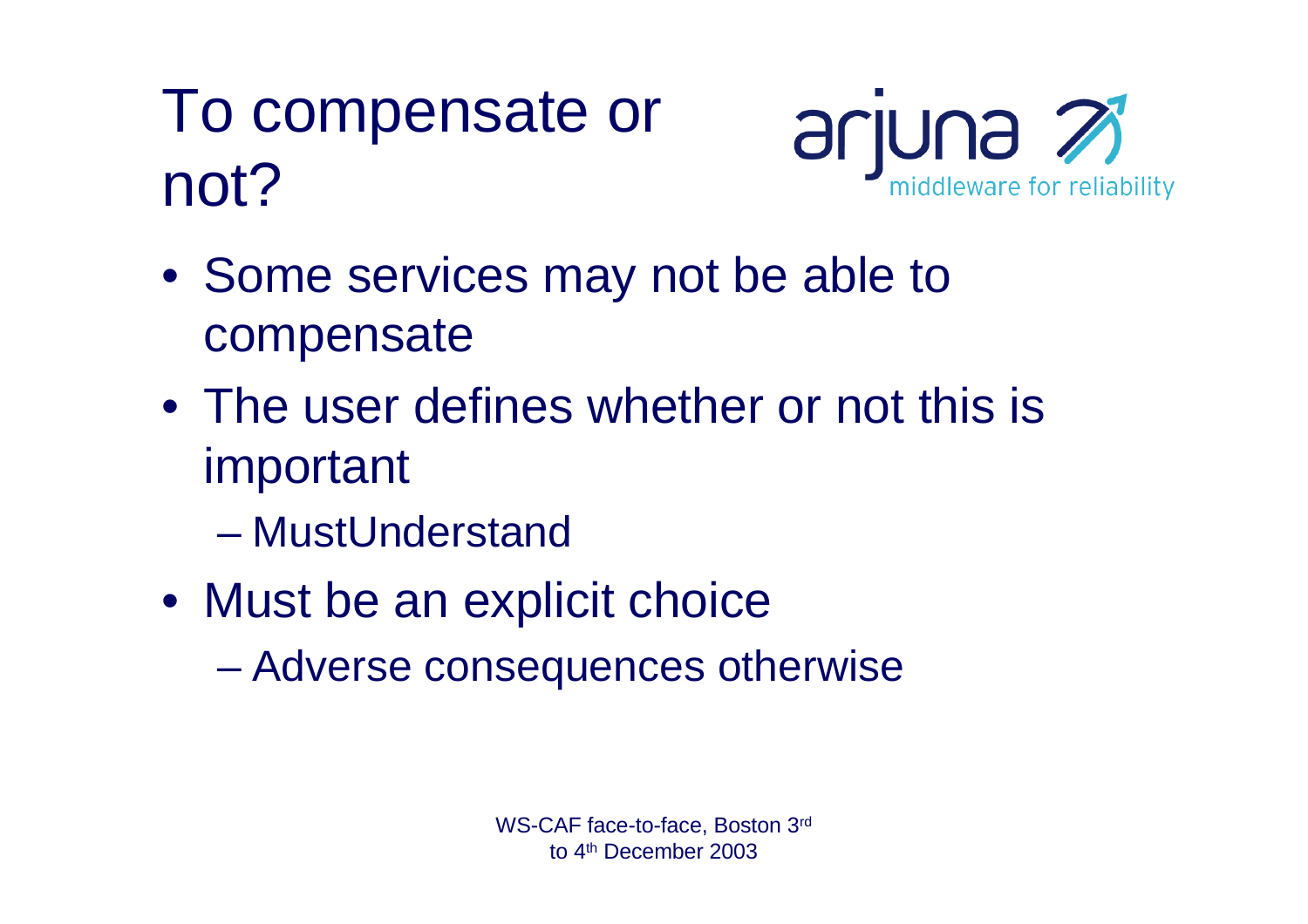# To compensate or not?

- Some services may not be able to compensate
- The user defines whether or not this is important
  - MustUnderstand
- Must be an explicit choice
  - Adverse consequences otherwise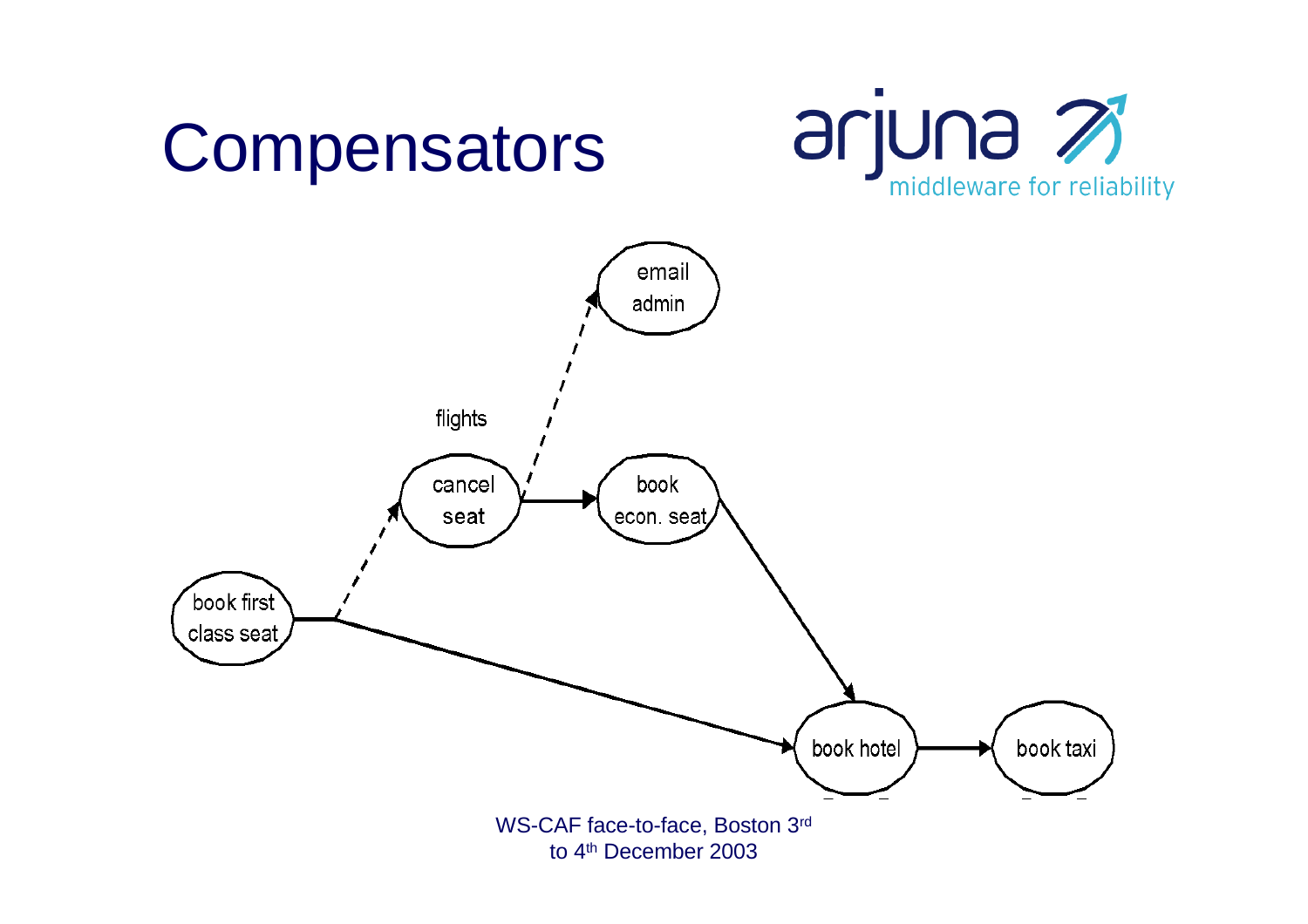# Compensators

flights

email admin

cancel seat

book econ. seat

book first class seat

book hotel

book taxi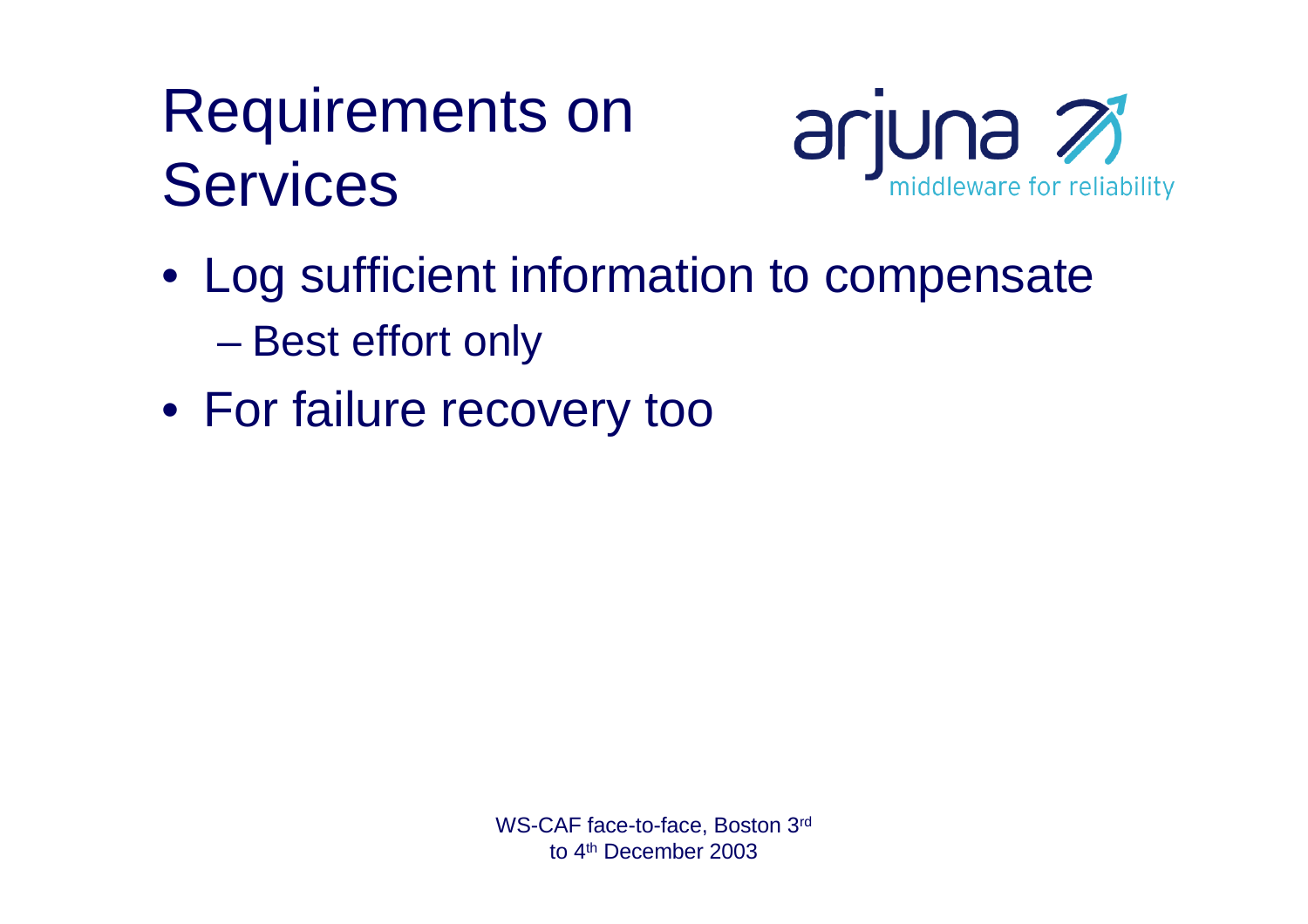# Requirements on Services

- Log sufficient information to compensate
  - Best effort only
- For failure recovery too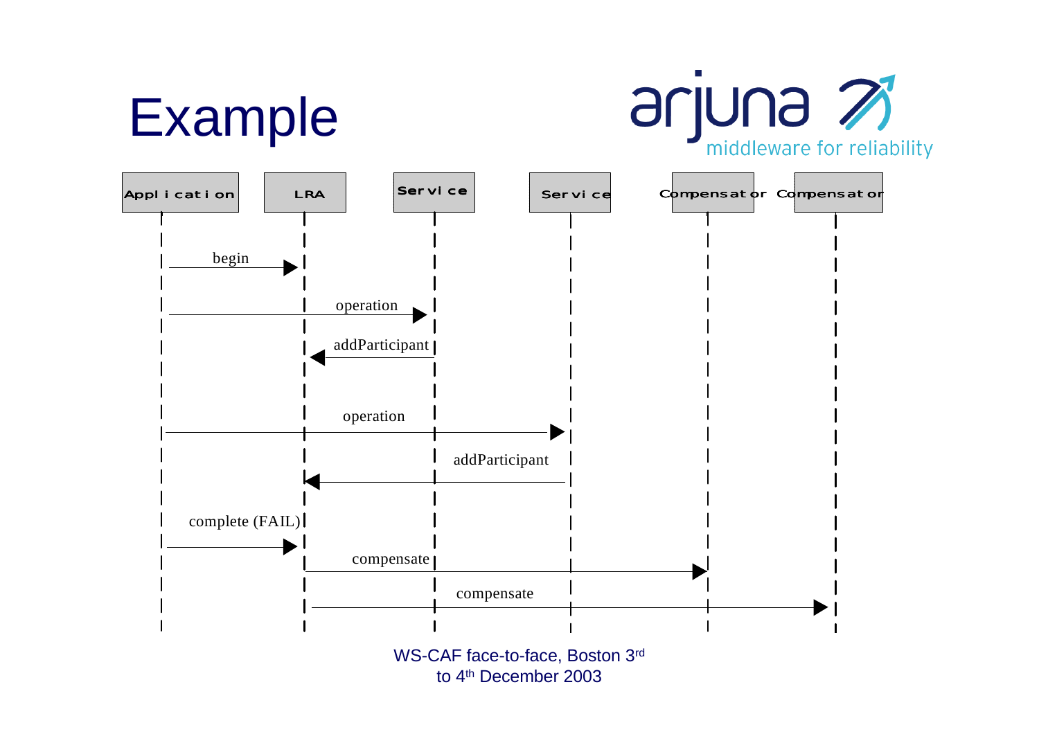# Example

arjuna
middleware for reliability

Application
LRA
Service
Service
Compensator
Compensator

begin
operation
addParticipant
operation
addParticipant
complete (FAIL)
compensate
compensate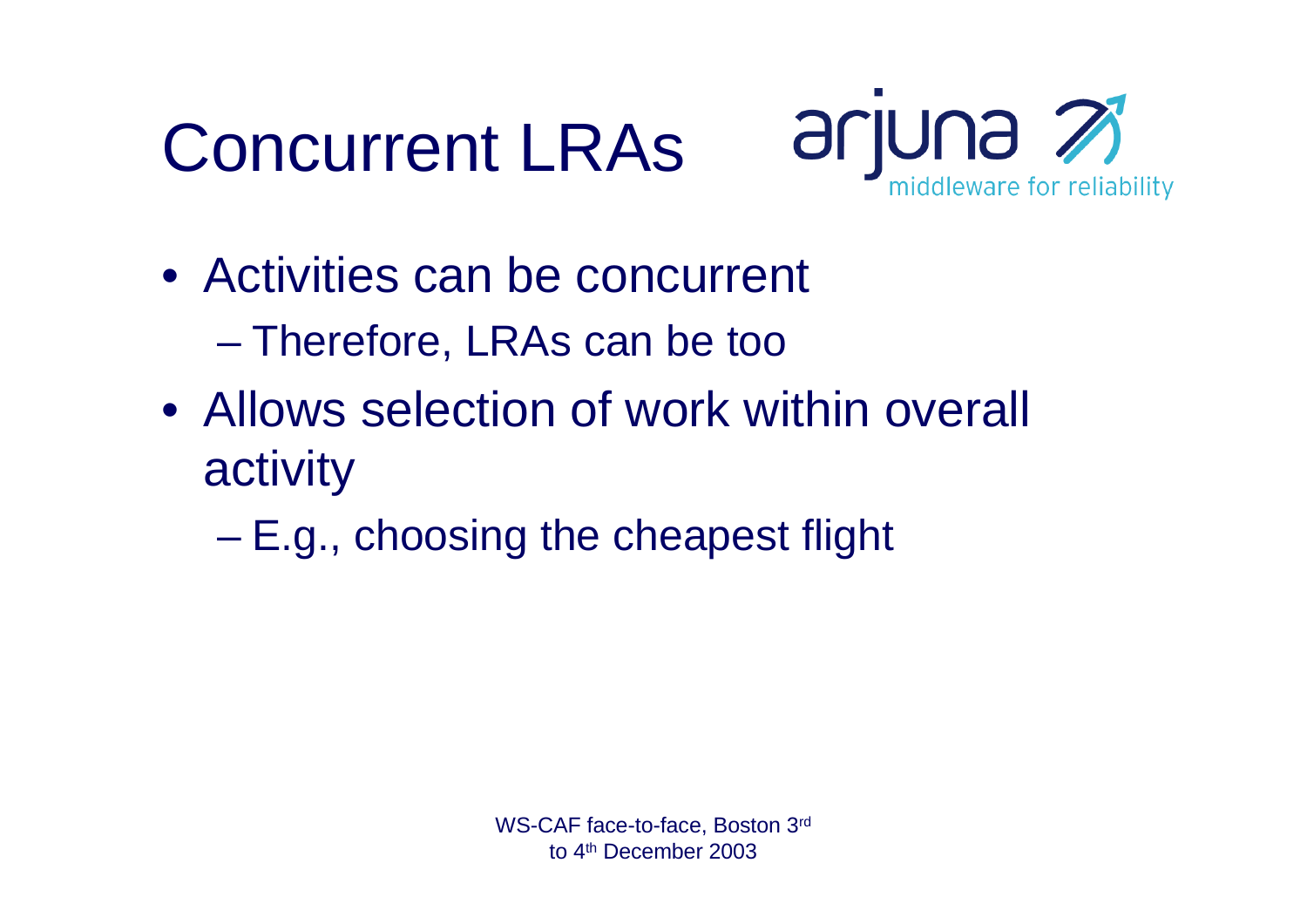# Concurrent LRAs

- Activities can be concurrent
  - Therefore, LRAs can be too
- Allows selection of work within overall activity
  - E.g., choosing the cheapest flight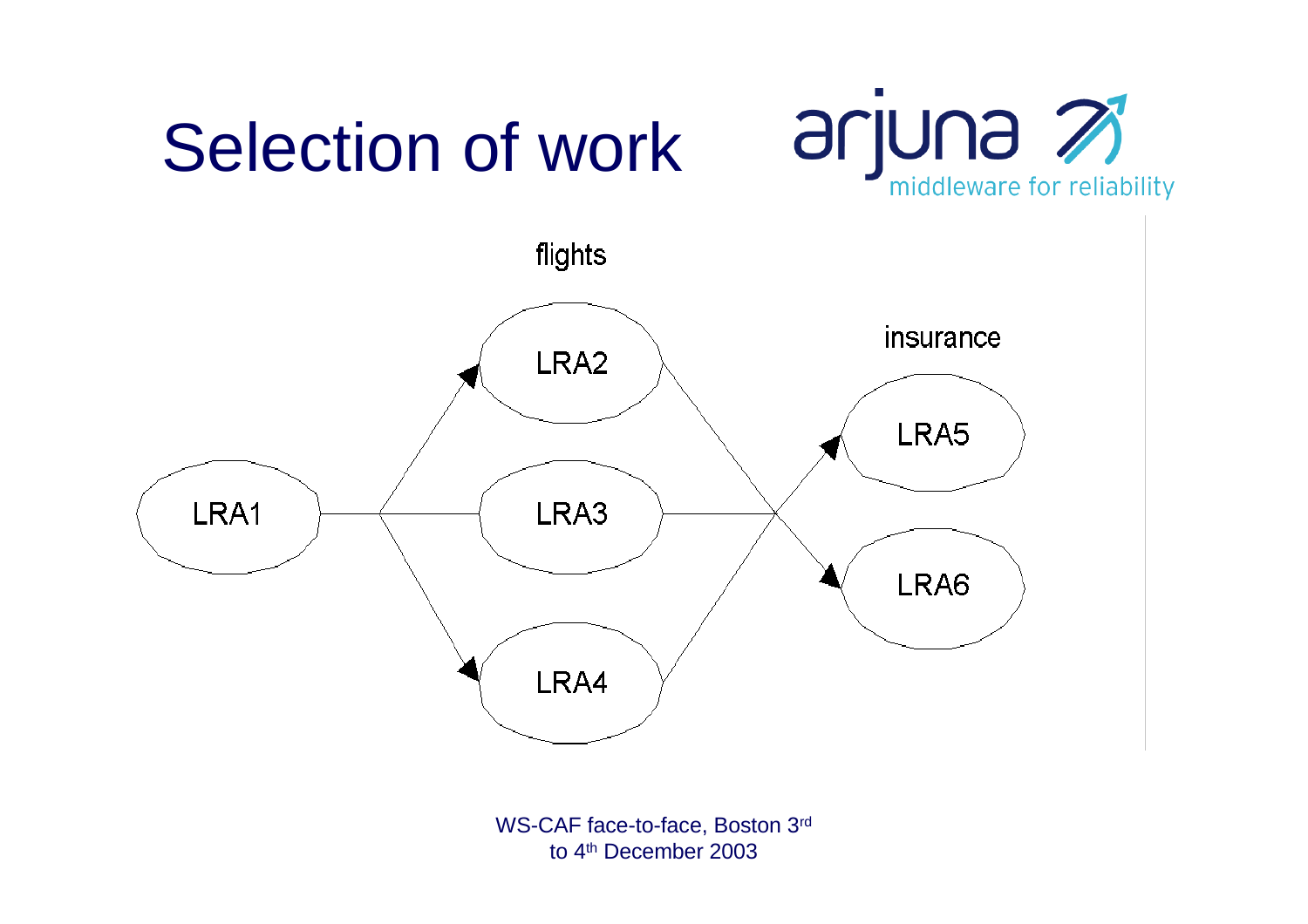# Selection of work

flights

insurance

LRA1

LRA2

LRA3

LRA4

LRA5

LRA6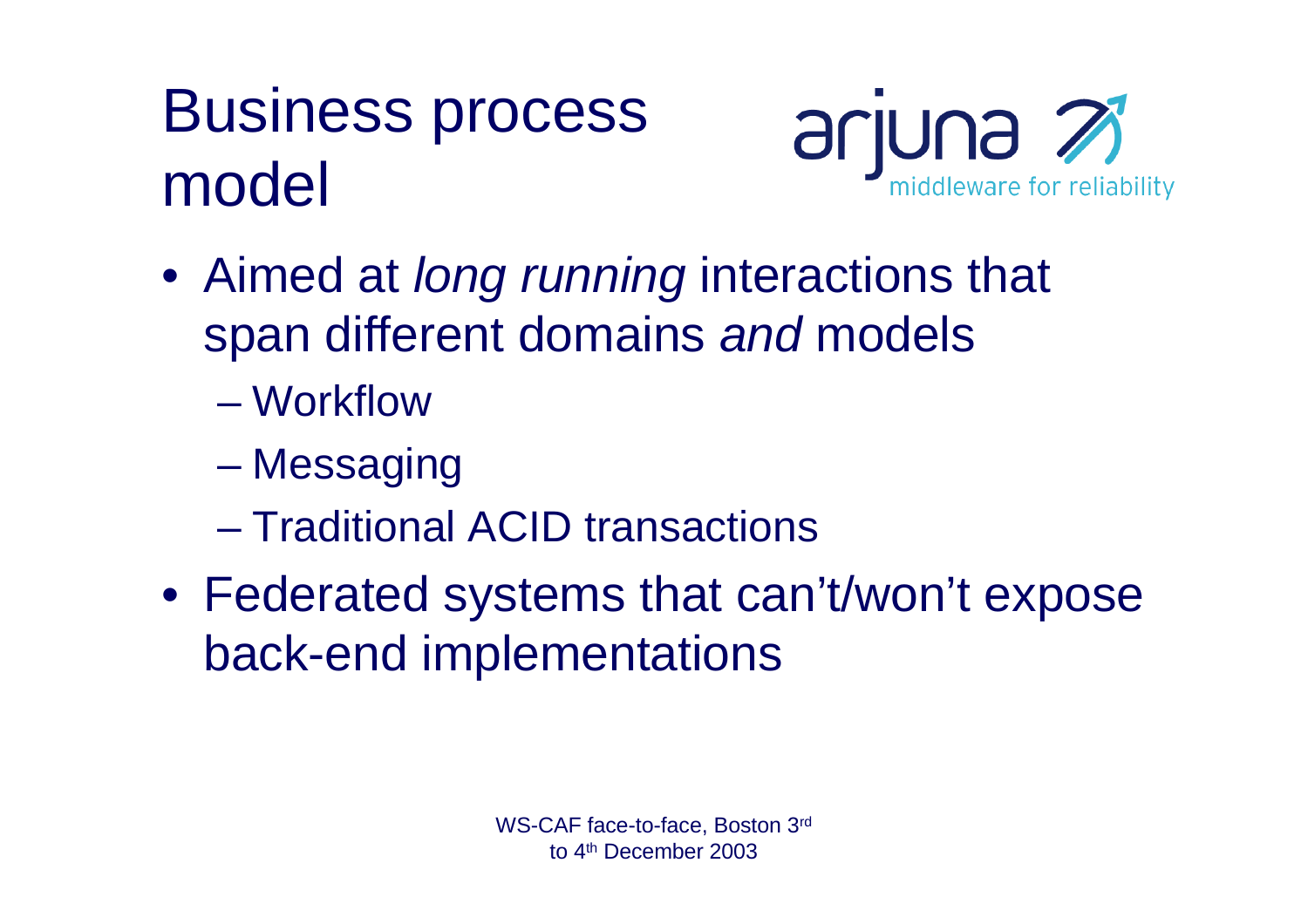# Business process model

- Aimed at *long running* interactions that span different domains *and* models
  - Workflow
  - Messaging
  - Traditional ACID transactions
- Federated systems that can't/won't expose back-end implementations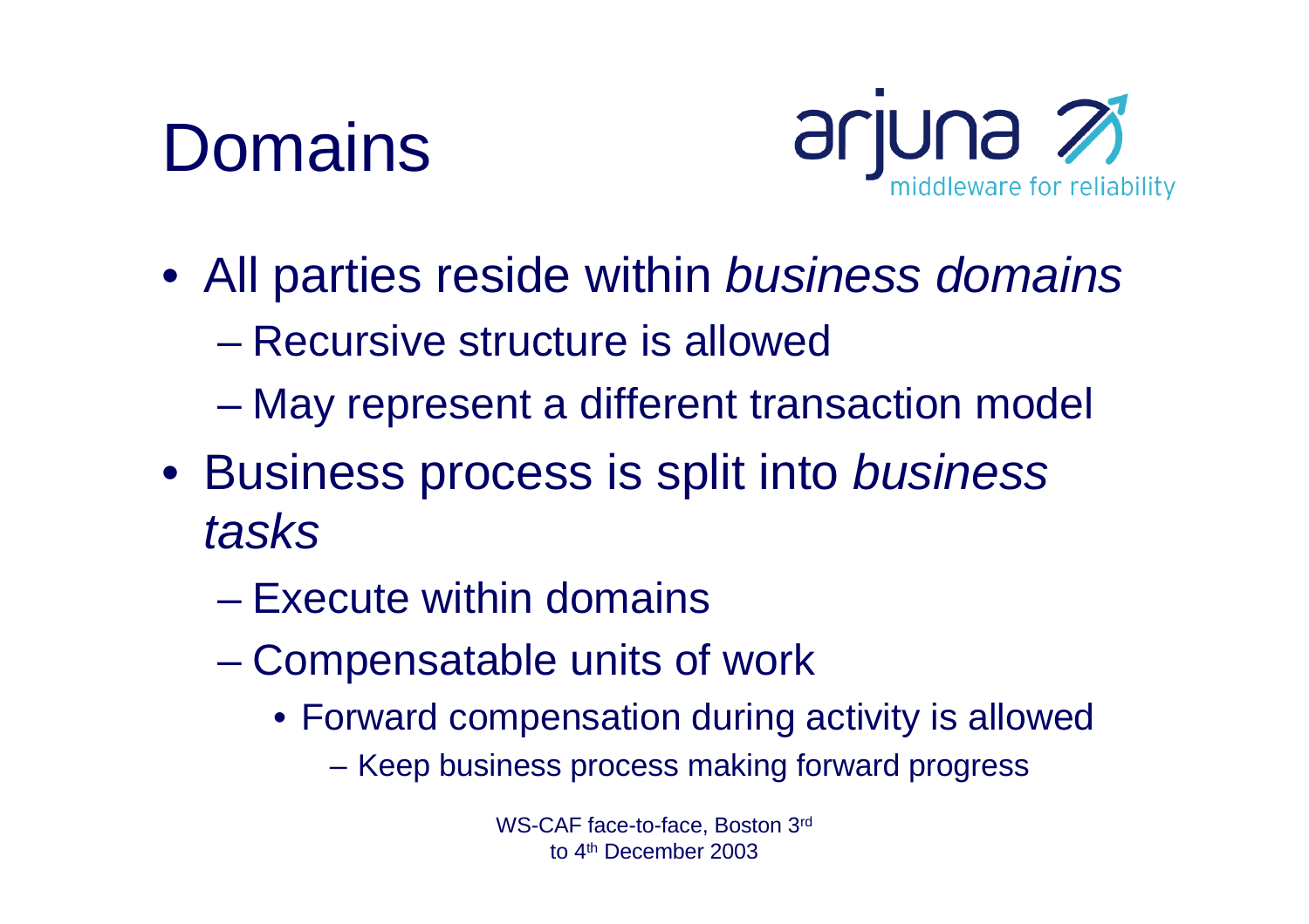# Domains

- All parties reside within *business domains*
  - Recursive structure is allowed
  - May represent a different transaction model
- Business process is split into *business tasks*
  - Execute within domains
  - Compensatable units of work
    - Forward compensation during activity is allowed
      - Keep business process making forward progress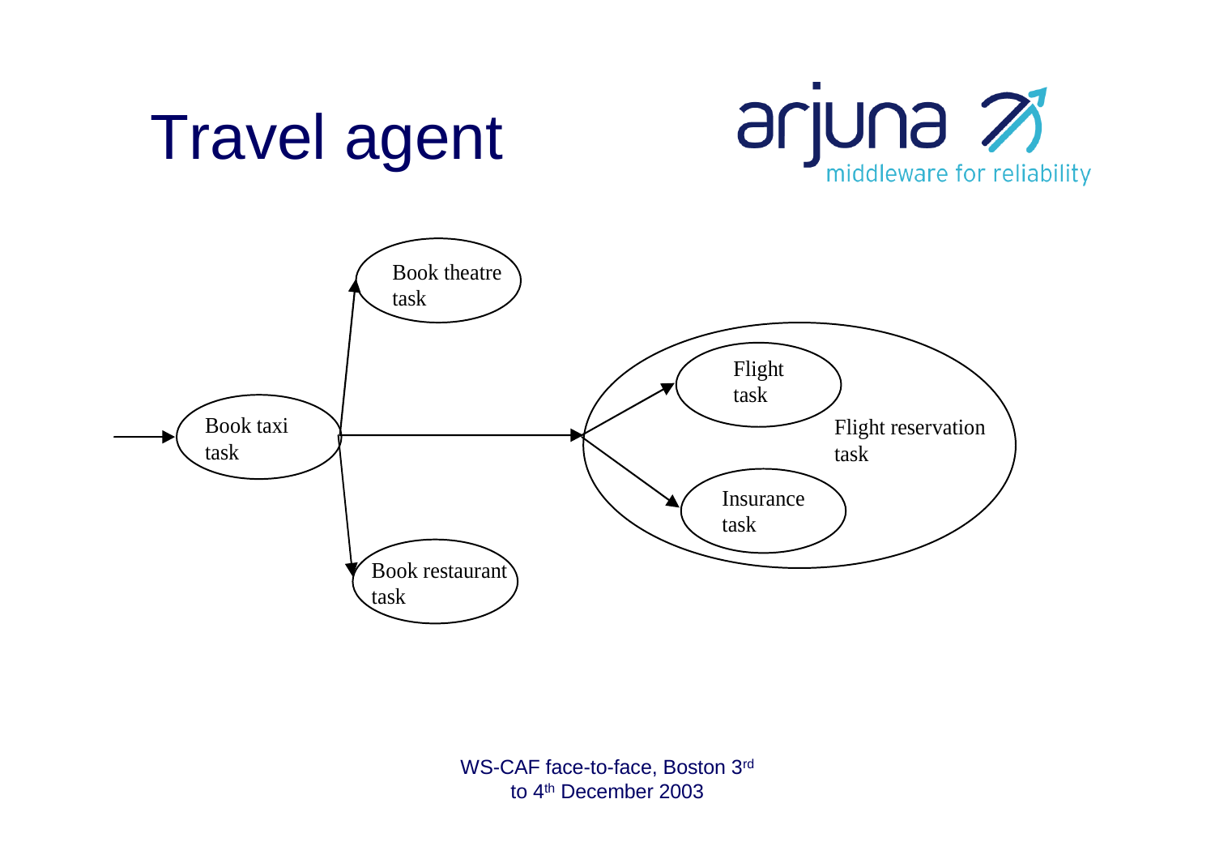# Travel agent

Book theatre task

Book taxi task

Flight task

Flight reservation task

Insurance task

Book restaurant task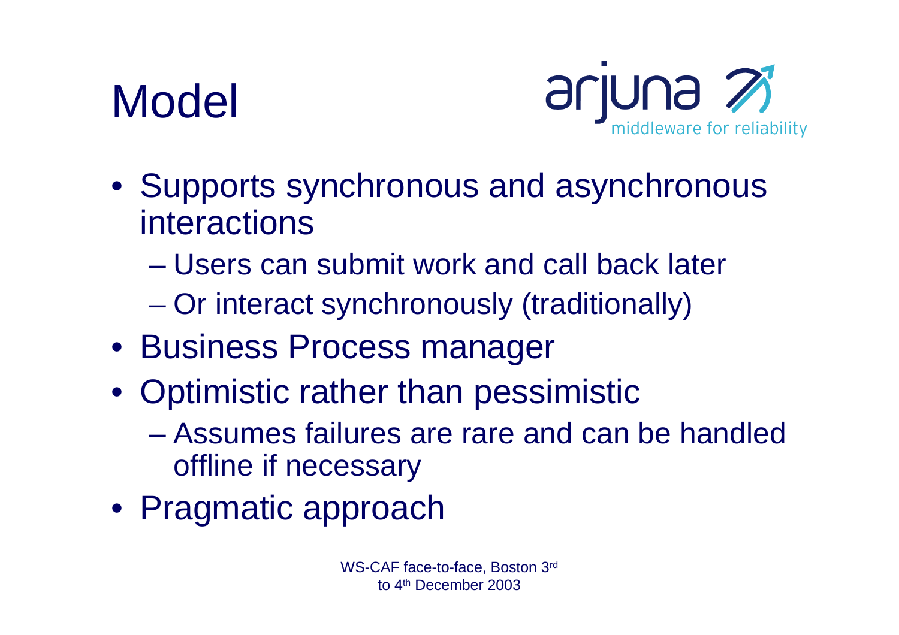# Model

- Supports synchronous and asynchronous interactions
  - Users can submit work and call back later
  - Or interact synchronously (traditionally)
- Business Process manager
- Optimistic rather than pessimistic
  - Assumes failures are rare and can be handled offline if necessary
- Pragmatic approach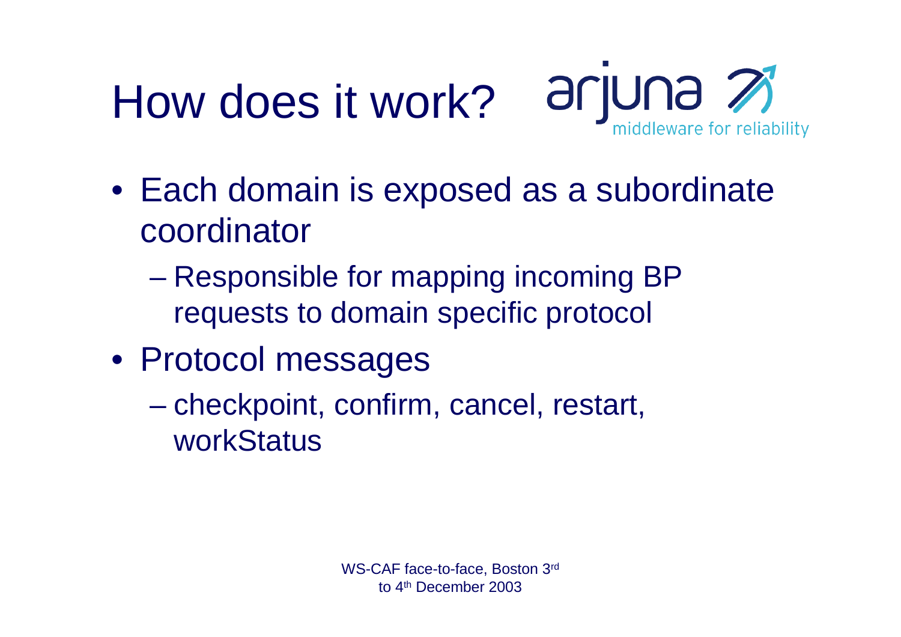# How does it work?

arjuna middleware for reliability

- Each domain is exposed as a subordinate coordinator
  - Responsible for mapping incoming BP requests to domain specific protocol
- Protocol messages
  - checkpoint, confirm, cancel, restart, workStatus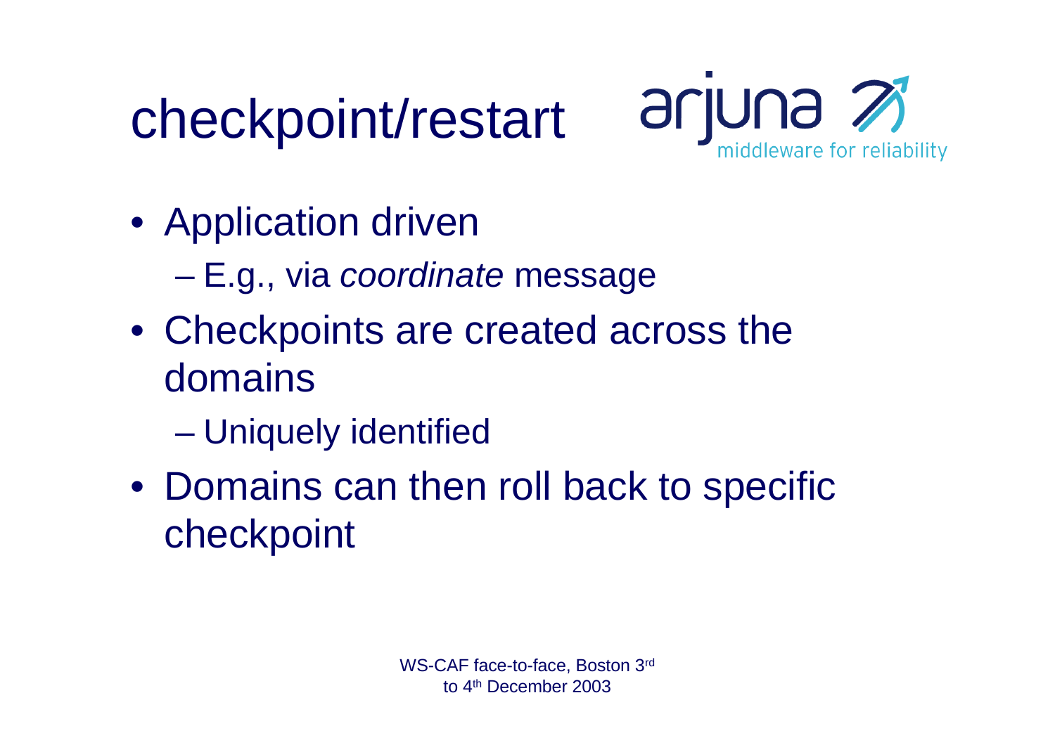# checkpoint/restart

- Application driven
  - E.g., via *coordinate* message
- Checkpoints are created across the domains
  - Uniquely identified
- Domains can then roll back to specific checkpoint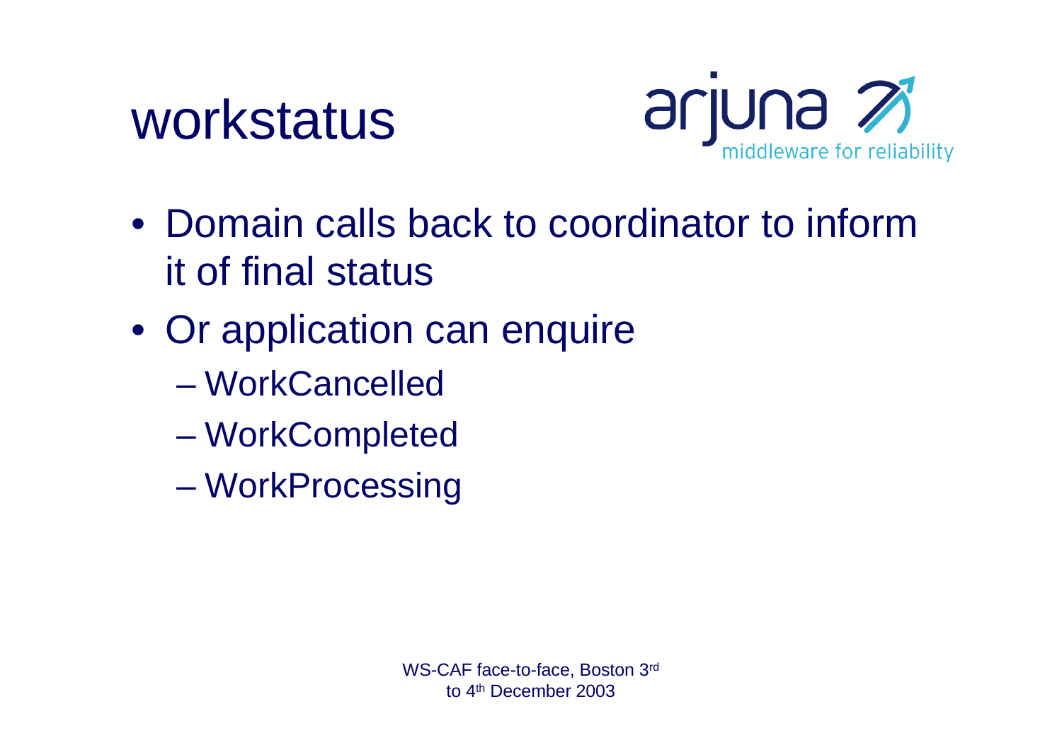# workstatus

- Domain calls back to coordinator to inform it of final status
- Or application can enquire
  - WorkCancelled
  - WorkCompleted
  - WorkProcessing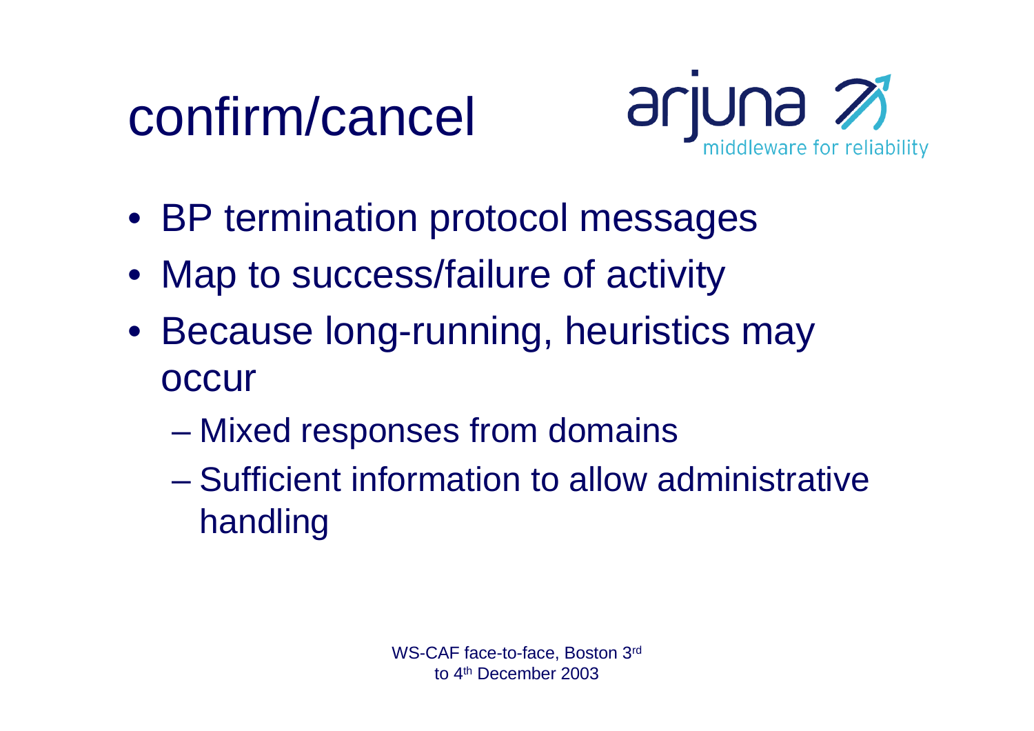# confirm/cancel

- BP termination protocol messages
- Map to success/failure of activity
- Because long-running, heuristics may occur
  - Mixed responses from domains
  - Sufficient information to allow administrative handling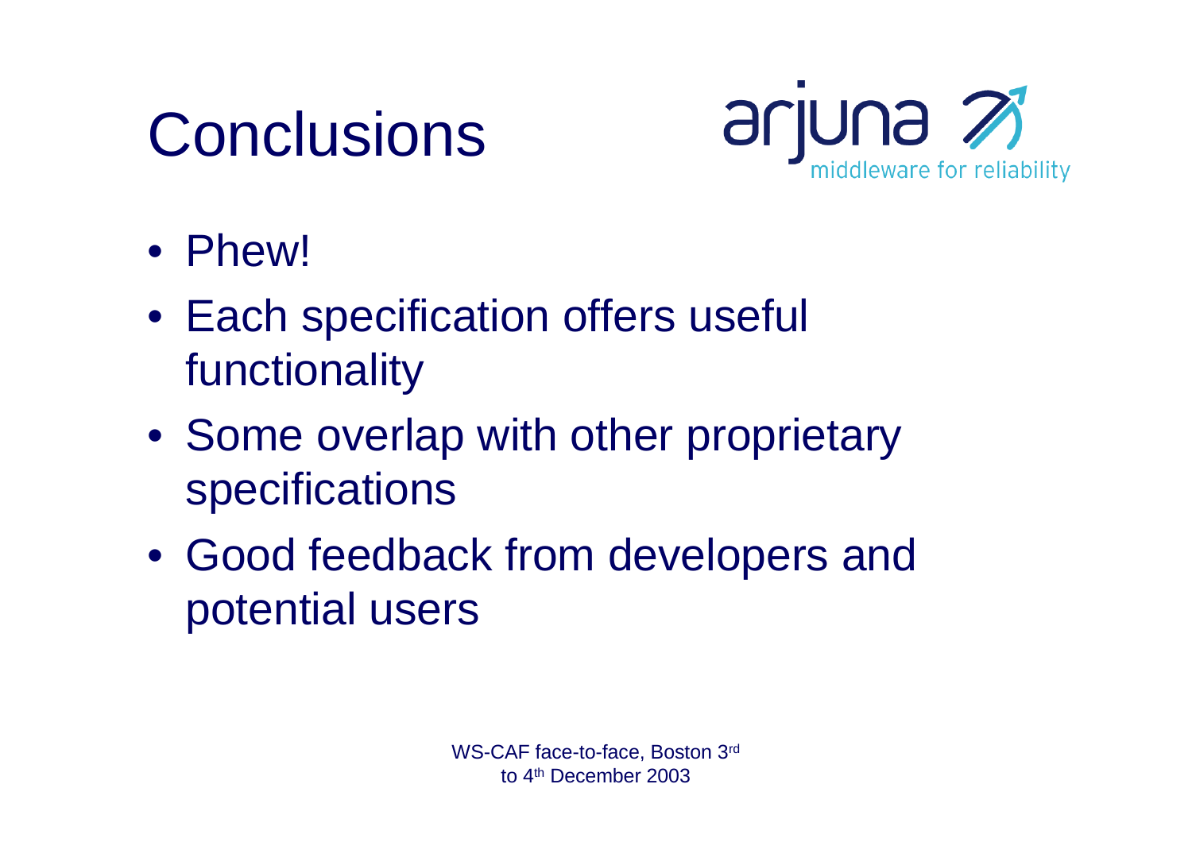# Conclusions

- Phew!
- Each specification offers useful functionality
- Some overlap with other proprietary specifications
- Good feedback from developers and potential users